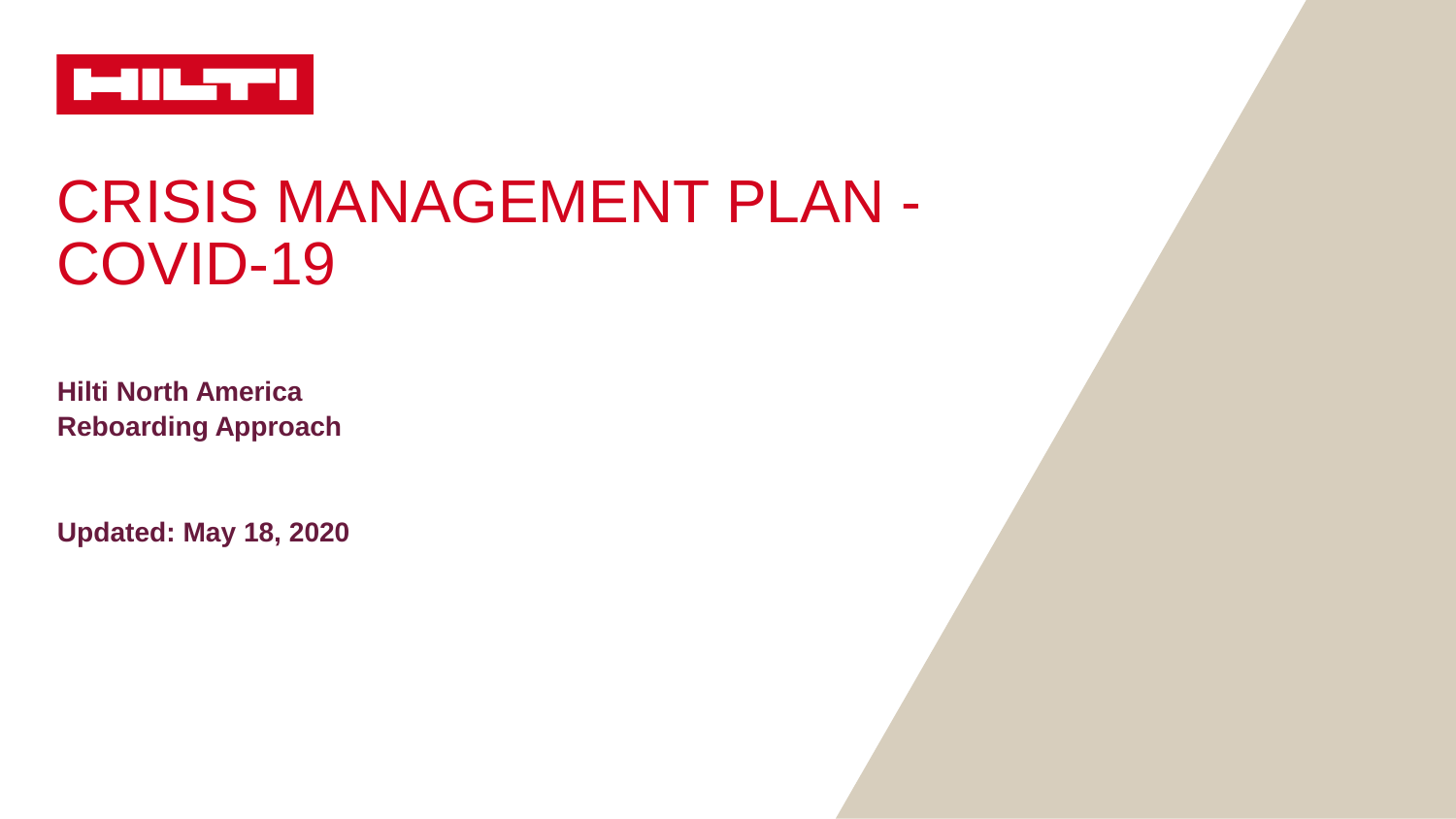HILTI

# CRISIS MANAGEMENT PLAN - COVID-19

**Hilti North America**
**Reboarding Approach**

**Updated: May 18, 2020**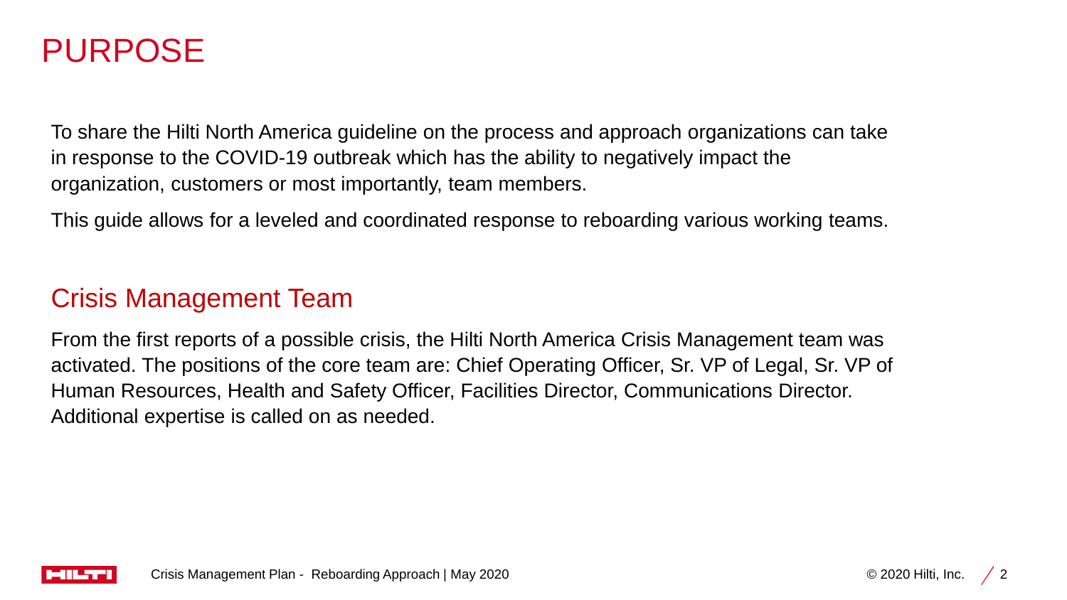# PURPOSE

To share the Hilti North America guideline on the process and approach organizations can take in response to the COVID-19 outbreak which has the ability to negatively impact the organization, customers or most importantly, team members.

This guide allows for a leveled and coordinated response to reboarding various working teams.

## Crisis Management Team

From the first reports of a possible crisis, the Hilti North America Crisis Management team was activated. The positions of the core team are: Chief Operating Officer, Sr. VP of Legal, Sr. VP of Human Resources, Health and Safety Officer, Facilities Director, Communications Director. Additional expertise is called on as needed.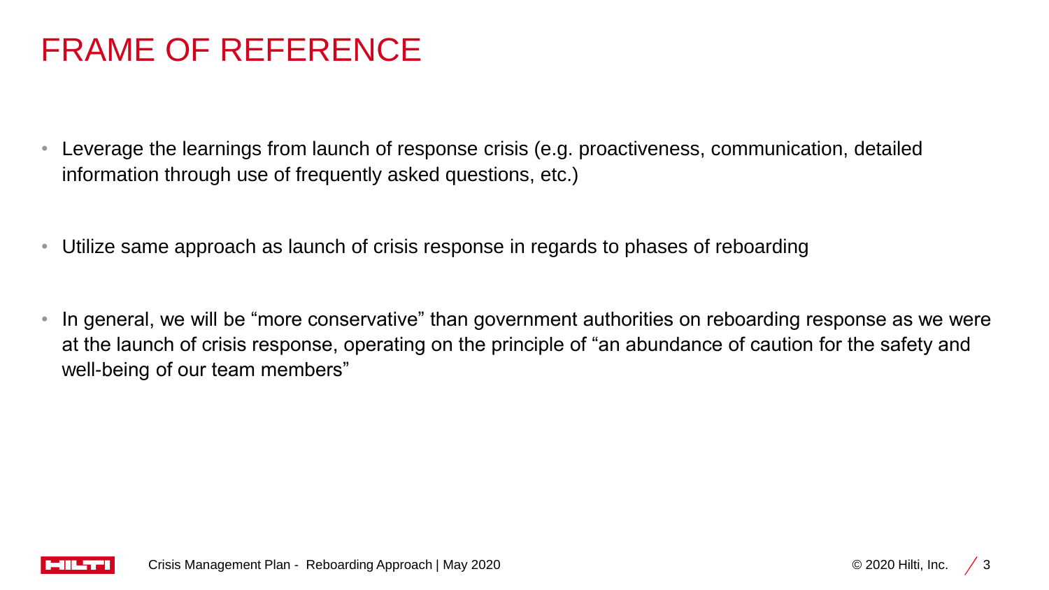# FRAME OF REFERENCE

- Leverage the learnings from launch of response crisis (e.g. proactiveness, communication, detailed information through use of frequently asked questions, etc.)
- Utilize same approach as launch of crisis response in regards to phases of reboarding
- In general, we will be "more conservative" than government authorities on reboarding response as we were at the launch of crisis response, operating on the principle of "an abundance of caution for the safety and well-being of our team members"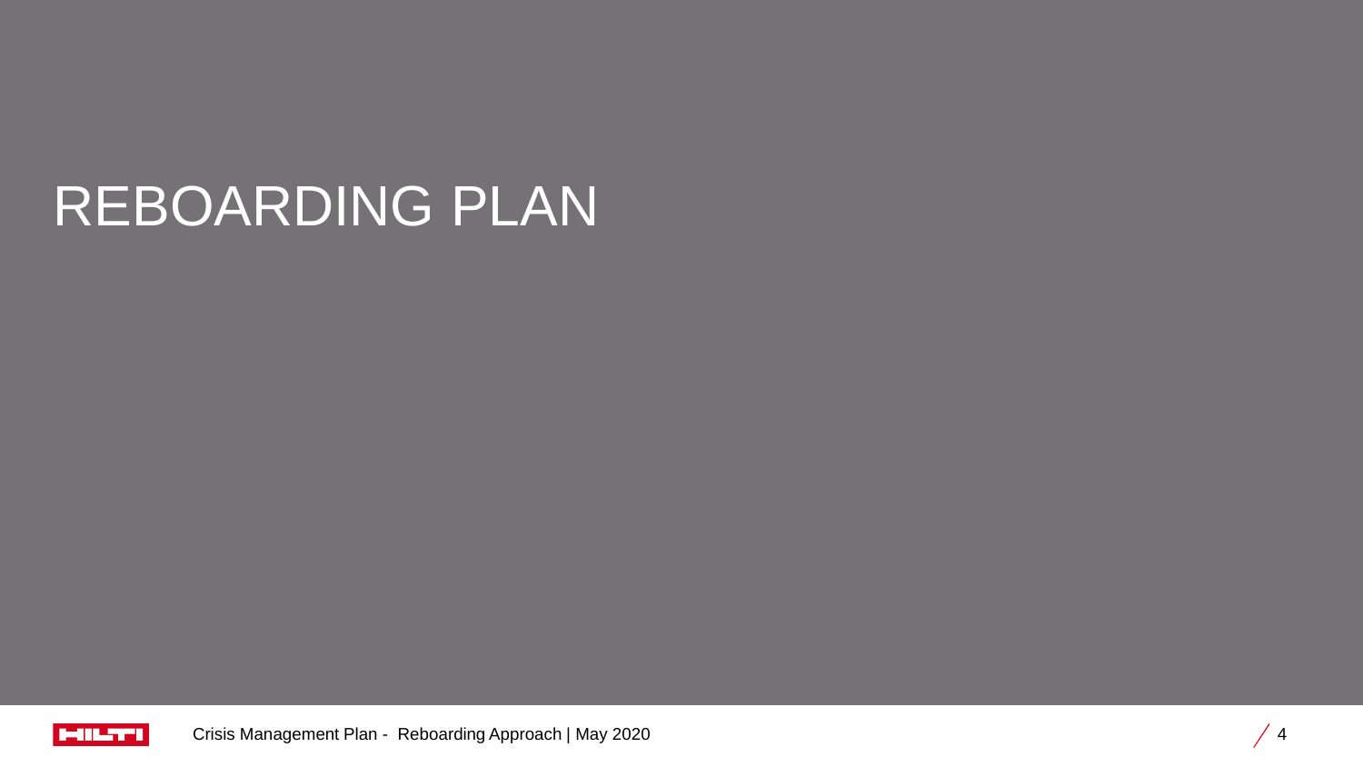# REBOARDING PLAN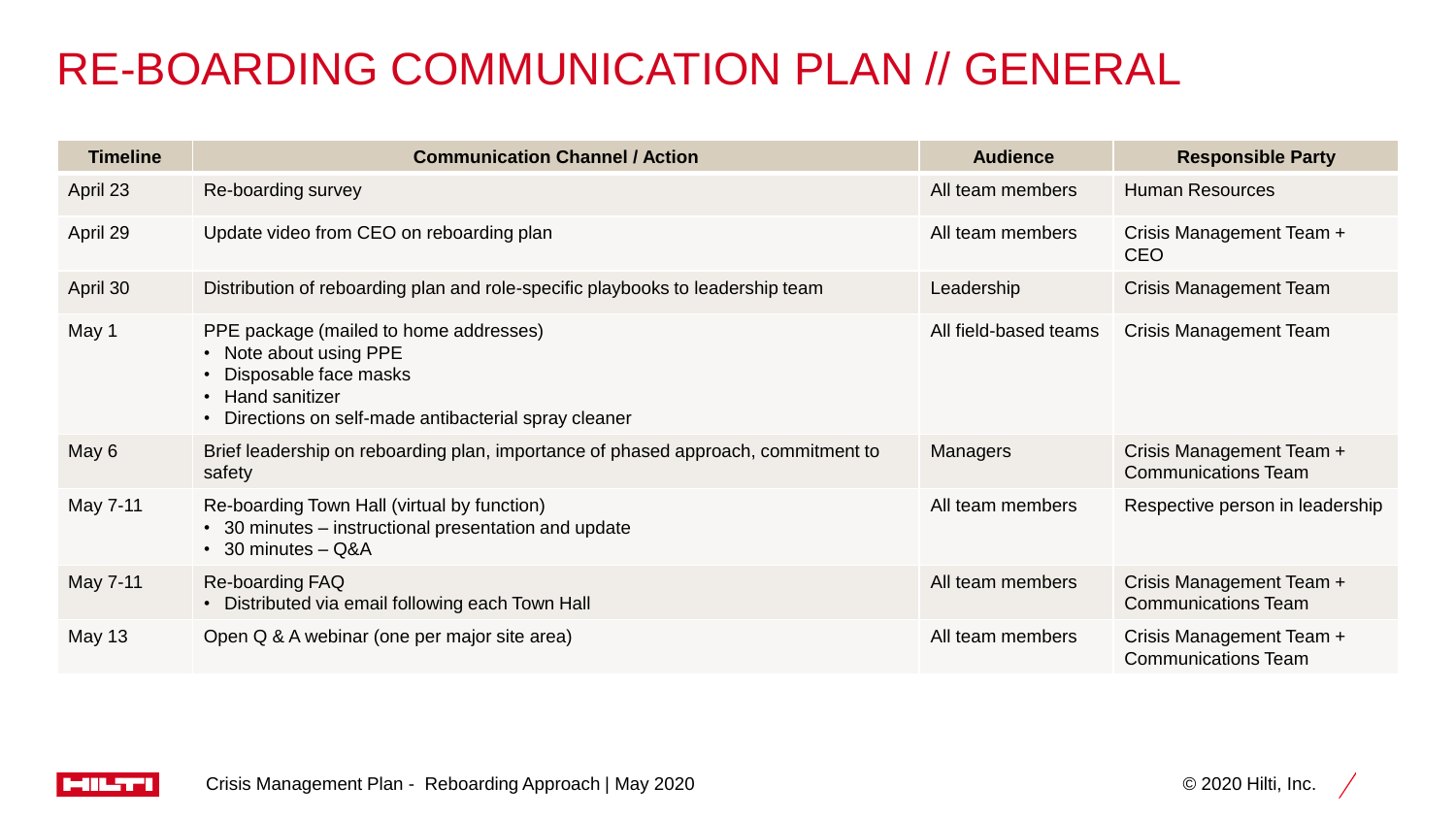# RE-BOARDING COMMUNICATION PLAN // GENERAL

| Timeline | Communication Channel / Action | Audience | Responsible Party |
|---|---|---|---|
| April 23 | Re-boarding survey | All team members | Human Resources |
| April 29 | Update video from CEO on reboarding plan | All team members | Crisis Management Team + CEO |
| April 30 | Distribution of reboarding plan and role-specific playbooks to leadership team | Leadership | Crisis Management Team |
| May 1 | PPE package (mailed to home addresses)<br>• Note about using PPE<br>• Disposable face masks<br>• Hand sanitizer<br>• Directions on self-made antibacterial spray cleaner | All field-based teams | Crisis Management Team |
| May 6 | Brief leadership on reboarding plan, importance of phased approach, commitment to safety | Managers | Crisis Management Team + Communications Team |
| May 7-11 | Re-boarding Town Hall (virtual by function)<br>• 30 minutes – instructional presentation and update<br>• 30 minutes – Q&A | All team members | Respective person in leadership |
| May 7-11 | Re-boarding FAQ<br>• Distributed via email following each Town Hall | All team members | Crisis Management Team + Communications Team |
| May 13 | Open Q & A webinar (one per major site area) | All team members | Crisis Management Team + Communications Team |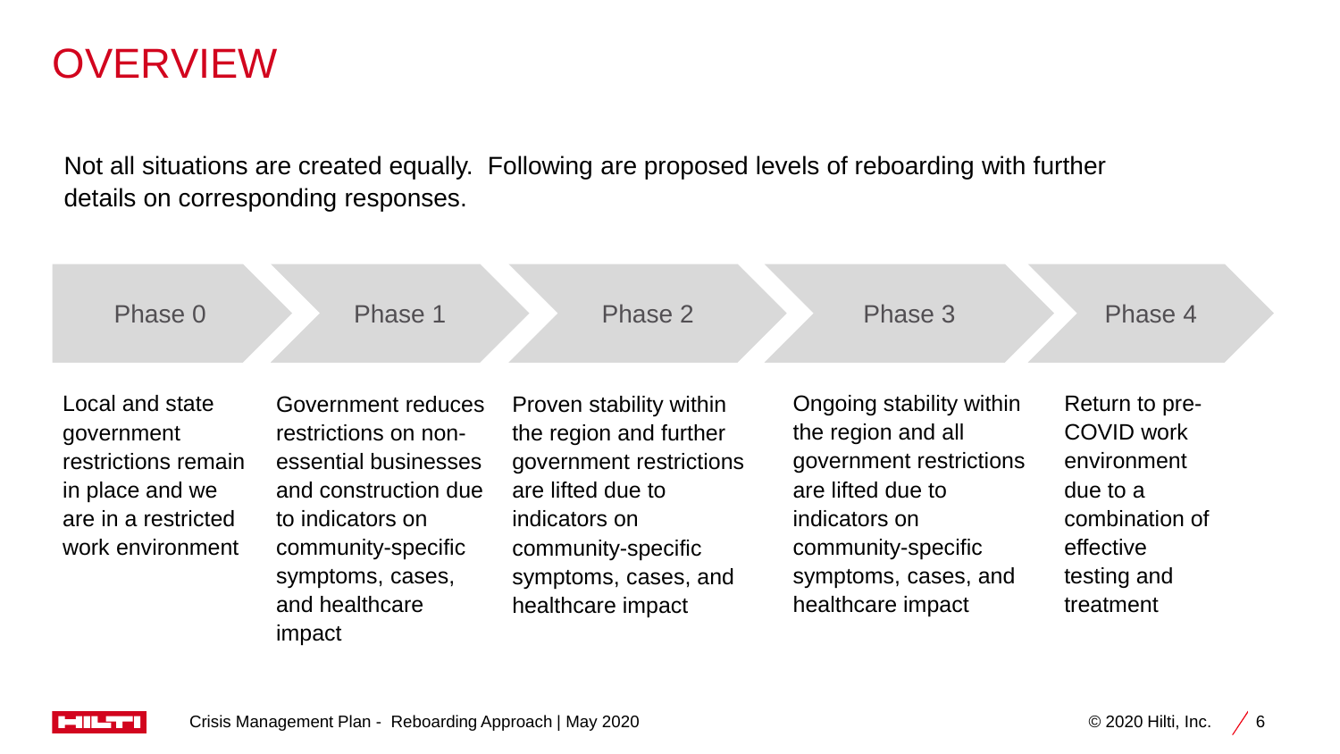# OVERVIEW

Not all situations are created equally. Following are proposed levels of reboarding with further details on corresponding responses.

| Phase 0 | Phase 1 | Phase 2 | Phase 3 | Phase 4 |
| --- | --- | --- | --- | --- |
| Local and state government restrictions remain in place and we are in a restricted work environment | Government reduces restrictions on non-essential businesses and construction due to indicators on community-specific symptoms, cases, and healthcare impact | Proven stability within the region and further government restrictions are lifted due to indicators on community-specific symptoms, cases, and healthcare impact | Ongoing stability within the region and all government restrictions are lifted due to indicators on community-specific symptoms, cases, and healthcare impact | Return to pre-COVID work environment due to a combination of effective testing and treatment |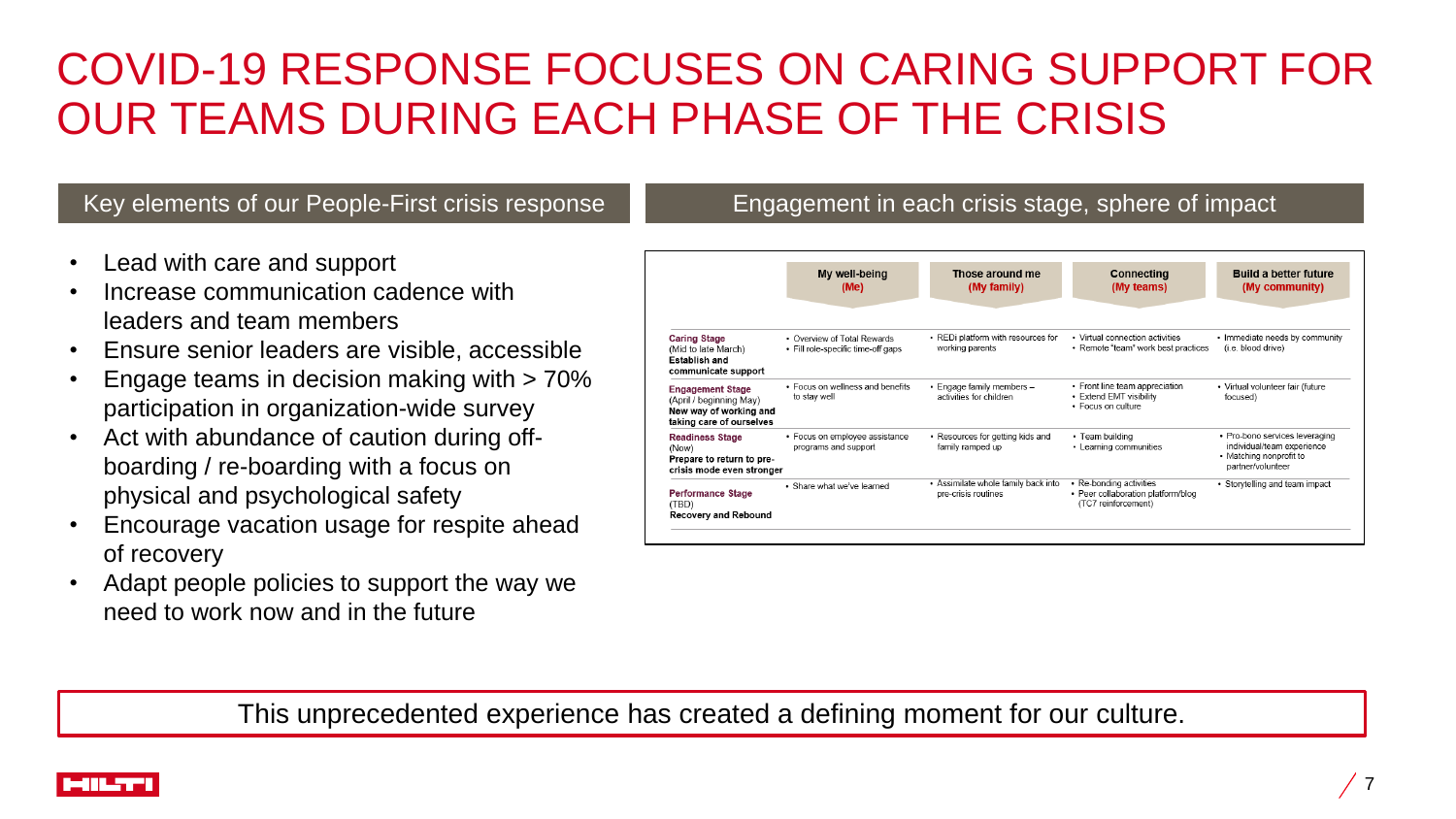# COVID-19 RESPONSE FOCUSES ON CARING SUPPORT FOR OUR TEAMS DURING EACH PHASE OF THE CRISIS

## Key elements of our People-First crisis response

- Lead with care and support
- Increase communication cadence with leaders and team members
- Ensure senior leaders are visible, accessible
- Engage teams in decision making with > 70% participation in organization-wide survey
- Act with abundance of caution during off-boarding / re-boarding with a focus on physical and psychological safety
- Encourage vacation usage for respite ahead of recovery
- Adapt people policies to support the way we need to work now and in the future

## Engagement in each crisis stage, sphere of impact

| | My well-being (Me) | Those around me (My family) | Connecting (My teams) | Build a better future (My community) |
|---|---|---|---|---|
| **Caring Stage** (Mid to late March) **Establish and communicate support** | • Overview of Total Rewards<br>• Fill role-specific time-off gaps | • REDi platform with resources for working parents | • Virtual connection activities<br>• Remote "team" work best practices | • Immediate needs by community (i.e. blood drive) |
| **Engagement Stage** (April / beginning May) **New way of working and taking care of ourselves** | • Focus on wellness and benefits to stay well | • Engage family members – activities for children | • Front line team appreciation<br>• Extend EMT visibility<br>• Focus on culture | • Virtual volunteer fair (future focused) |
| **Readiness Stage** (Now) **Prepare to return to pre-crisis mode even stronger** | • Focus on employee assistance programs and support | • Resources for getting kids and family ramped up | • Team building<br>• Learning communities | • Pro-bono services leveraging individual/team experience<br>• Matching nonprofit to partner/volunteer |
| **Performance Stage** (TBD) **Recovery and Rebound** | • Share what we've learned | • Assimilate whole family back into pre-crisis routines | • Re-bonding activities<br>• Peer collaboration platform/blog (TC7 reinforcement) | • Storytelling and team impact |

This unprecedented experience has created a defining moment for our culture.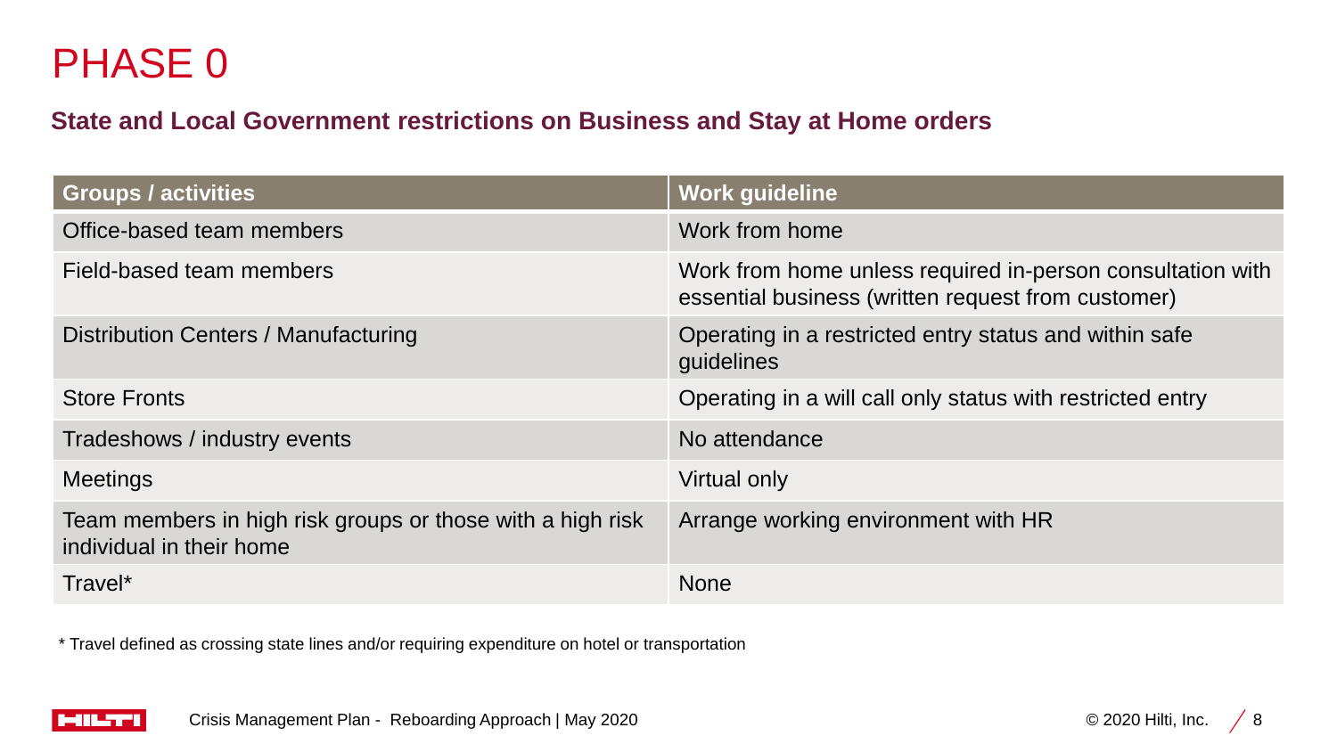# PHASE 0

## State and Local Government restrictions on Business and Stay at Home orders

| Groups / activities | Work guideline |
| --- | --- |
| Office-based team members | Work from home |
| Field-based team members | Work from home unless required in-person consultation with essential business (written request from customer) |
| Distribution Centers / Manufacturing | Operating in a restricted entry status and within safe guidelines |
| Store Fronts | Operating in a will call only status with restricted entry |
| Tradeshows / industry events | No attendance |
| Meetings | Virtual only |
| Team members in high risk groups or those with a high risk individual in their home | Arrange working environment with HR |
| Travel* | None |

* Travel defined as crossing state lines and/or requiring expenditure on hotel or transportation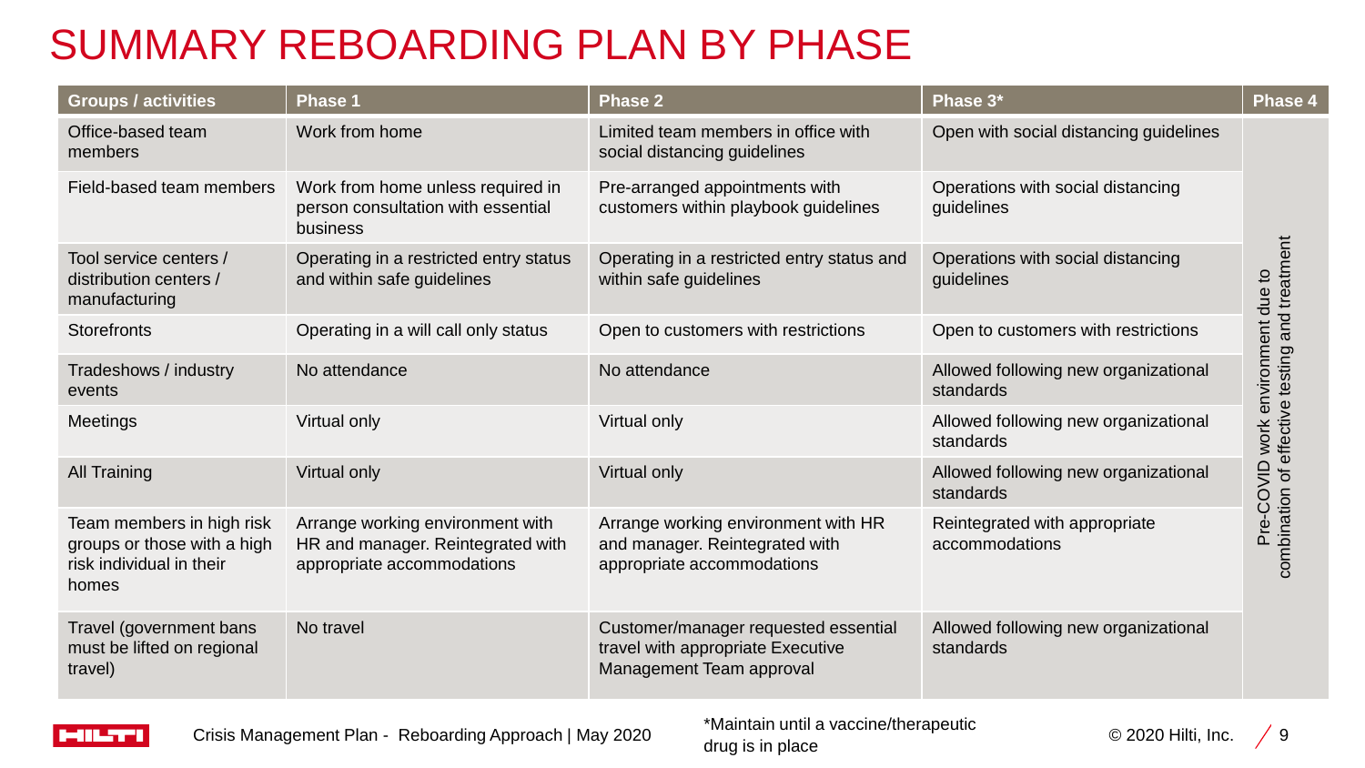# SUMMARY REBOARDING PLAN BY PHASE

| Groups / activities | Phase 1 | Phase 2 | Phase 3* | Phase 4 |
|---|---|---|---|---|
| Office-based team members | Work from home | Limited team members in office with social distancing guidelines | Open with social distancing guidelines | Pre-COVID work environment due to combination of effective testing and treatment |
| Field-based team members | Work from home unless required in person consultation with essential business | Pre-arranged appointments with customers within playbook guidelines | Operations with social distancing guidelines | |
| Tool service centers / distribution centers / manufacturing | Operating in a restricted entry status and within safe guidelines | Operating in a restricted entry status and within safe guidelines | Operations with social distancing guidelines | |
| Storefronts | Operating in a will call only status | Open to customers with restrictions | Open to customers with restrictions | |
| Tradeshows / industry events | No attendance | No attendance | Allowed following new organizational standards | |
| Meetings | Virtual only | Virtual only | Allowed following new organizational standards | |
| All Training | Virtual only | Virtual only | Allowed following new organizational standards | |
| Team members in high risk groups or those with a high risk individual in their homes | Arrange working environment with HR and manager. Reintegrated with appropriate accommodations | Arrange working environment with HR and manager. Reintegrated with appropriate accommodations | Reintegrated with appropriate accommodations | |
| Travel (government bans must be lifted on regional travel) | No travel | Customer/manager requested essential travel with appropriate Executive Management Team approval | Allowed following new organizational standards | |

*Maintain until a vaccine/therapeutic drug is in place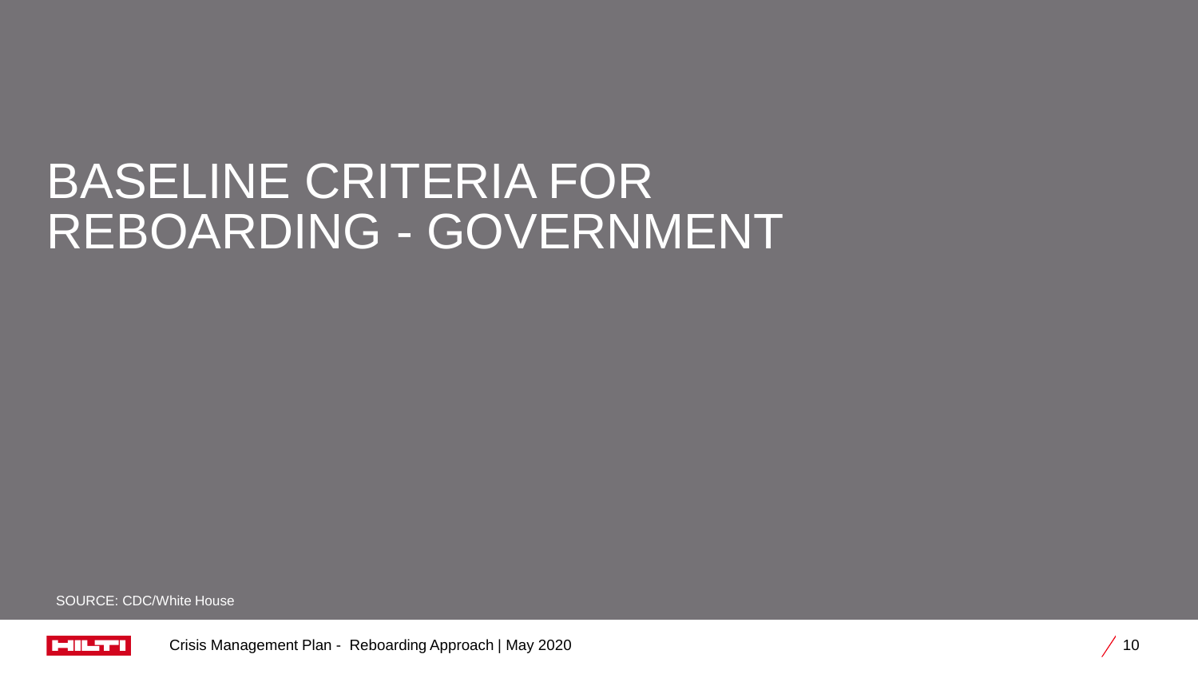# BASELINE CRITERIA FOR REBOARDING - GOVERNMENT

SOURCE: CDC/White House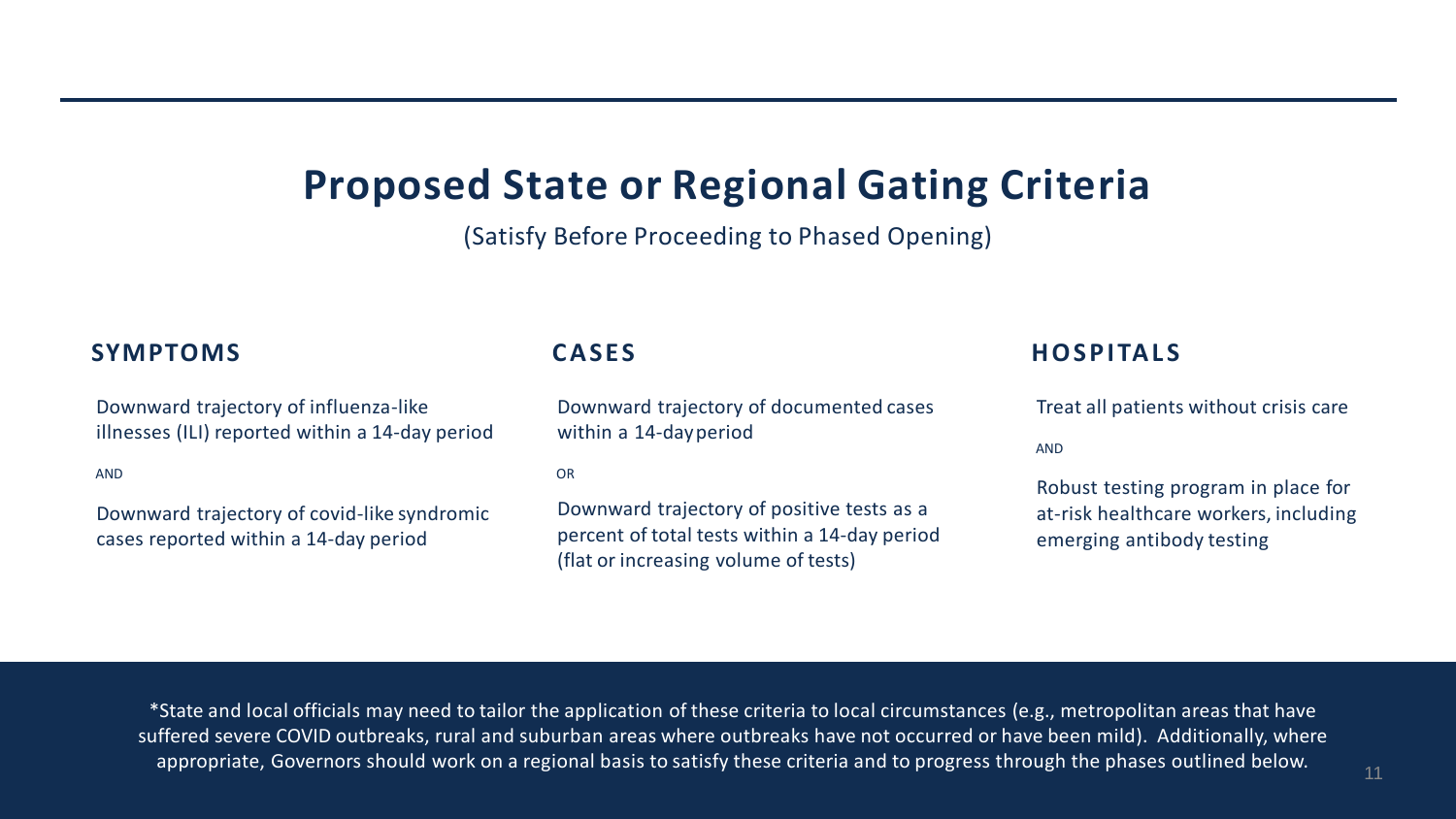# Proposed State or Regional Gating Criteria

(Satisfy Before Proceeding to Phased Opening)

### SYMPTOMS

Downward trajectory of influenza-like illnesses (ILI) reported within a 14-day period

AND

Downward trajectory of covid-like syndromic cases reported within a 14-day period

### CASES

Downward trajectory of documented cases within a 14-day period

OR

Downward trajectory of positive tests as a percent of total tests within a 14-day period (flat or increasing volume of tests)

### HOSPITALS

Treat all patients without crisis care

AND

Robust testing program in place for at-risk healthcare workers, including emerging antibody testing

*State and local officials may need to tailor the application of these criteria to local circumstances (e.g., metropolitan areas that have suffered severe COVID outbreaks, rural and suburban areas where outbreaks have not occurred or have been mild). Additionally, where appropriate, Governors should work on a regional basis to satisfy these criteria and to progress through the phases outlined below.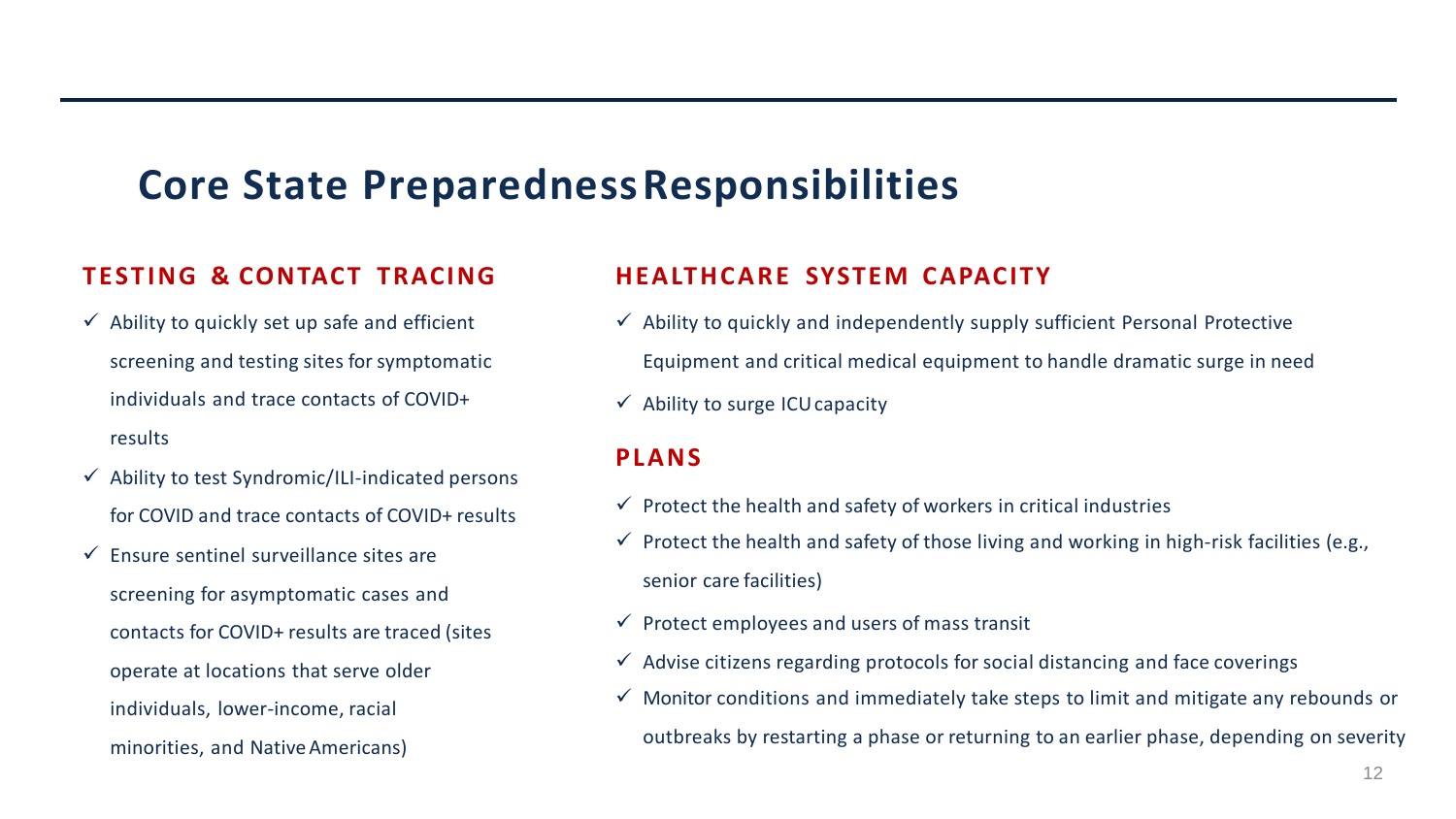# Core State Preparedness Responsibilities

## TESTING & CONTACT TRACING

- ✓ Ability to quickly set up safe and efficient screening and testing sites for symptomatic individuals and trace contacts of COVID+ results
- ✓ Ability to test Syndromic/ILI-indicated persons for COVID and trace contacts of COVID+ results
- ✓ Ensure sentinel surveillance sites are screening for asymptomatic cases and contacts for COVID+ results are traced (sites operate at locations that serve older individuals, lower-income, racial minorities, and Native Americans)

## HEALTHCARE SYSTEM CAPACITY

- ✓ Ability to quickly and independently supply sufficient Personal Protective Equipment and critical medical equipment to handle dramatic surge in need
- ✓ Ability to surge ICU capacity

## PLANS

- ✓ Protect the health and safety of workers in critical industries
- ✓ Protect the health and safety of those living and working in high-risk facilities (e.g., senior care facilities)
- ✓ Protect employees and users of mass transit
- ✓ Advise citizens regarding protocols for social distancing and face coverings
- ✓ Monitor conditions and immediately take steps to limit and mitigate any rebounds or outbreaks by restarting a phase or returning to an earlier phase, depending on severity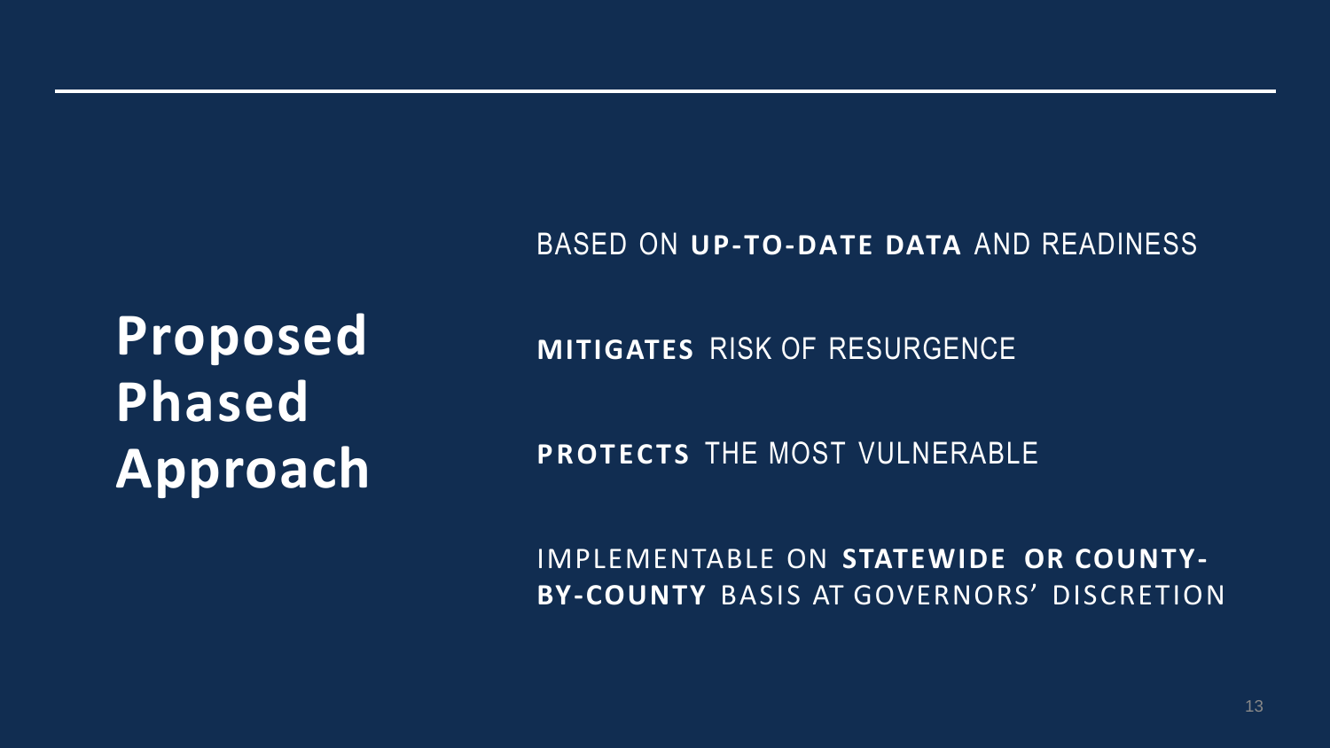# Proposed Phased Approach

BASED ON **UP-TO-DATE DATA** AND READINESS

**MITIGATES** RISK OF RESURGENCE

**PROTECTS** THE MOST VULNERABLE

IMPLEMENTABLE ON **STATEWIDE OR COUNTY-BY-COUNTY** BASIS AT GOVERNORS' DISCRETION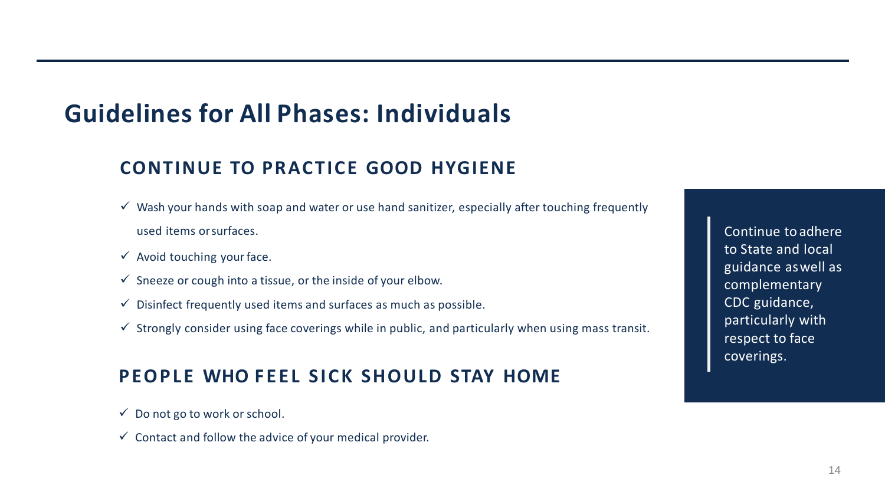## Guidelines for All Phases: Individuals

### CONTINUE TO PRACTICE GOOD HYGIENE

- ✓ Wash your hands with soap and water or use hand sanitizer, especially after touching frequently used items or surfaces.
- ✓ Avoid touching your face.
- ✓ Sneeze or cough into a tissue, or the inside of your elbow.
- ✓ Disinfect frequently used items and surfaces as much as possible.
- ✓ Strongly consider using face coverings while in public, and particularly when using mass transit.

### PEOPLE WHO FEEL SICK SHOULD STAY HOME

- ✓ Do not go to work or school.
- ✓ Contact and follow the advice of your medical provider.

> Continue to adhere to State and local guidance as well as complementary CDC guidance, particularly with respect to face coverings.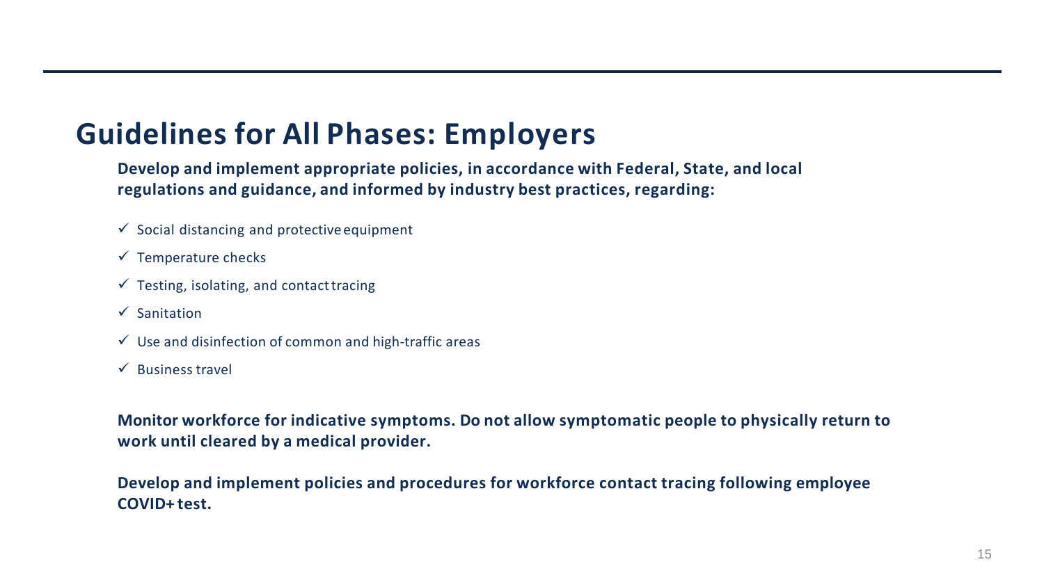## Guidelines for All Phases: Employers

**Develop and implement appropriate policies, in accordance with Federal, State, and local regulations and guidance, and informed by industry best practices, regarding:**

- ✓ Social distancing and protective equipment
- ✓ Temperature checks
- ✓ Testing, isolating, and contact tracing
- ✓ Sanitation
- ✓ Use and disinfection of common and high-traffic areas
- ✓ Business travel

**Monitor workforce for indicative symptoms. Do not allow symptomatic people to physically return to work until cleared by a medical provider.**

**Develop and implement policies and procedures for workforce contact tracing following employee COVID+ test.**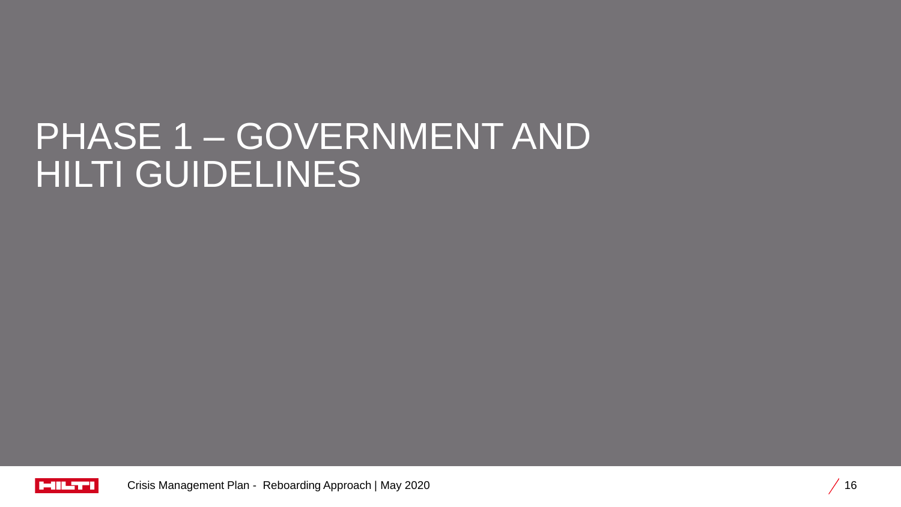# PHASE 1 – GOVERNMENT AND HILTI GUIDELINES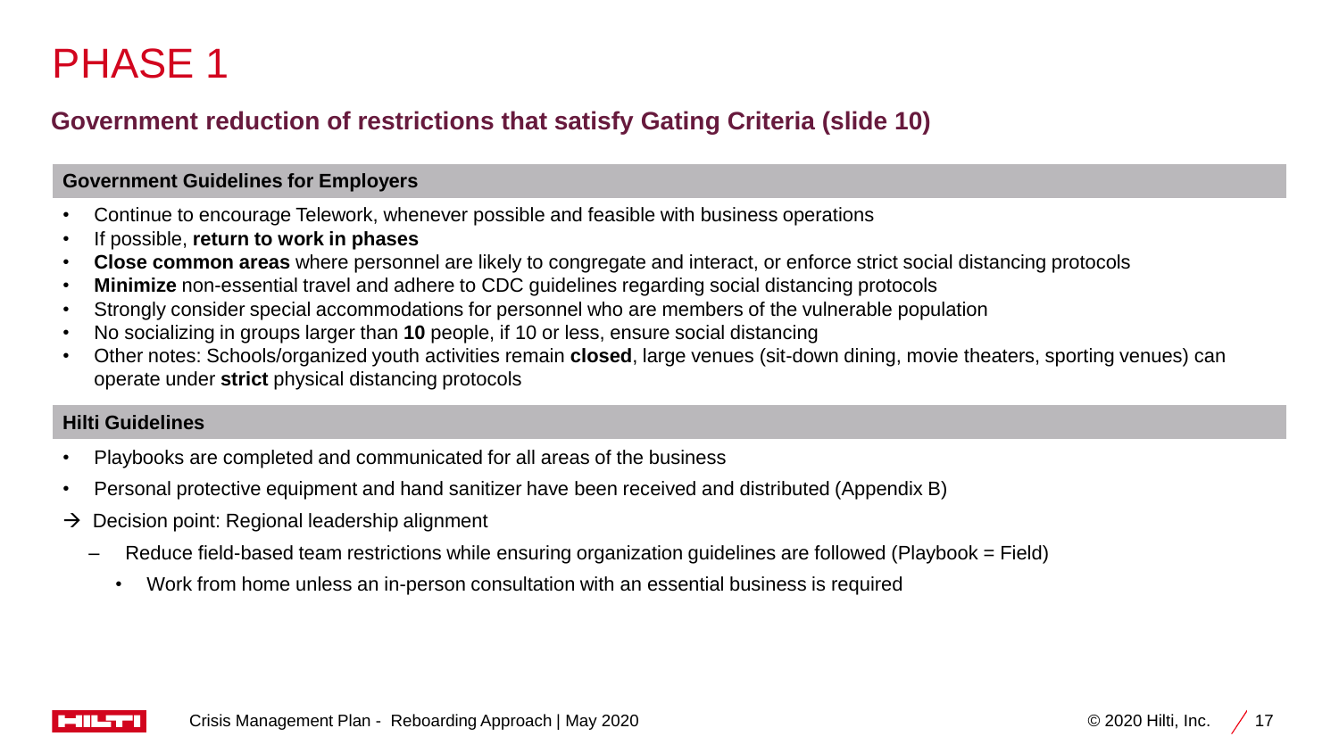# PHASE 1

## Government reduction of restrictions that satisfy Gating Criteria (slide 10)

### Government Guidelines for Employers

- Continue to encourage Telework, whenever possible and feasible with business operations
- If possible, **return to work in phases**
- **Close common areas** where personnel are likely to congregate and interact, or enforce strict social distancing protocols
- **Minimize** non-essential travel and adhere to CDC guidelines regarding social distancing protocols
- Strongly consider special accommodations for personnel who are members of the vulnerable population
- No socializing in groups larger than **10** people, if 10 or less, ensure social distancing
- Other notes: Schools/organized youth activities remain **closed**, large venues (sit-down dining, movie theaters, sporting venues) can operate under **strict** physical distancing protocols

### Hilti Guidelines

- Playbooks are completed and communicated for all areas of the business
- Personal protective equipment and hand sanitizer have been received and distributed (Appendix B)

→ Decision point: Regional leadership alignment

- – Reduce field-based team restrictions while ensuring organization guidelines are followed (Playbook = Field)
  - Work from home unless an in-person consultation with an essential business is required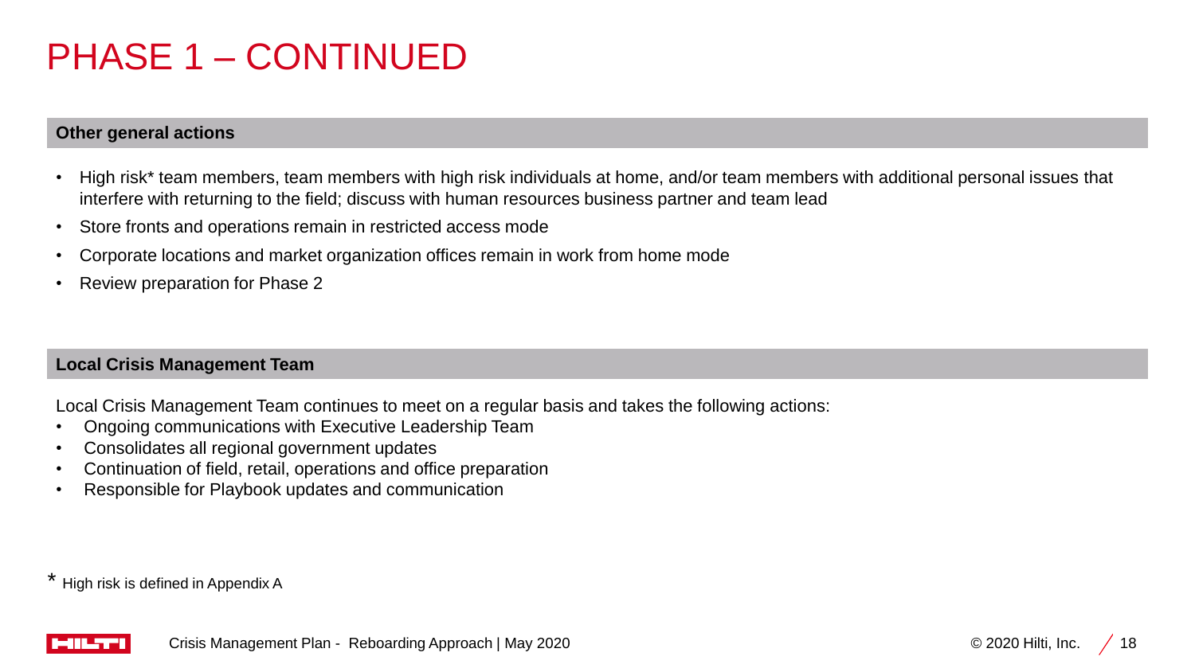# PHASE 1 – CONTINUED

## Other general actions

- High risk* team members, team members with high risk individuals at home, and/or team members with additional personal issues that interfere with returning to the field; discuss with human resources business partner and team lead
- Store fronts and operations remain in restricted access mode
- Corporate locations and market organization offices remain in work from home mode
- Review preparation for Phase 2

## Local Crisis Management Team

Local Crisis Management Team continues to meet on a regular basis and takes the following actions:

- Ongoing communications with Executive Leadership Team
- Consolidates all regional government updates
- Continuation of field, retail, operations and office preparation
- Responsible for Playbook updates and communication

* High risk is defined in Appendix A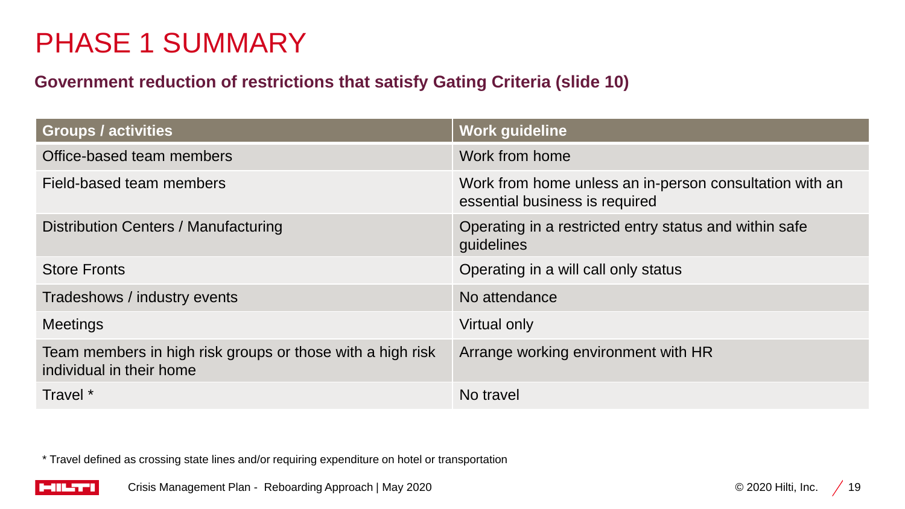# PHASE 1 SUMMARY

## Government reduction of restrictions that satisfy Gating Criteria (slide 10)

| Groups / activities | Work guideline |
| --- | --- |
| Office-based team members | Work from home |
| Field-based team members | Work from home unless an in-person consultation with an essential business is required |
| Distribution Centers / Manufacturing | Operating in a restricted entry status and within safe guidelines |
| Store Fronts | Operating in a will call only status |
| Tradeshows / industry events | No attendance |
| Meetings | Virtual only |
| Team members in high risk groups or those with a high risk individual in their home | Arrange working environment with HR |
| Travel * | No travel |

* Travel defined as crossing state lines and/or requiring expenditure on hotel or transportation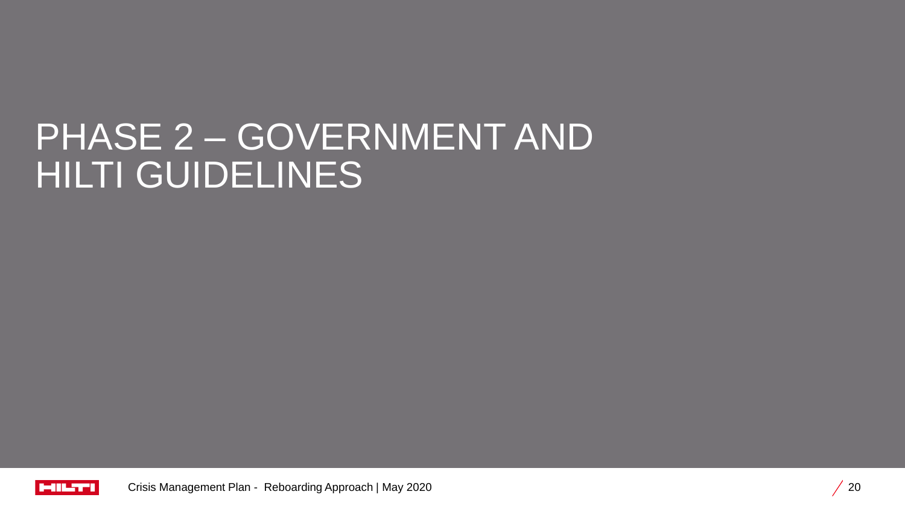# PHASE 2 – GOVERNMENT AND HILTI GUIDELINES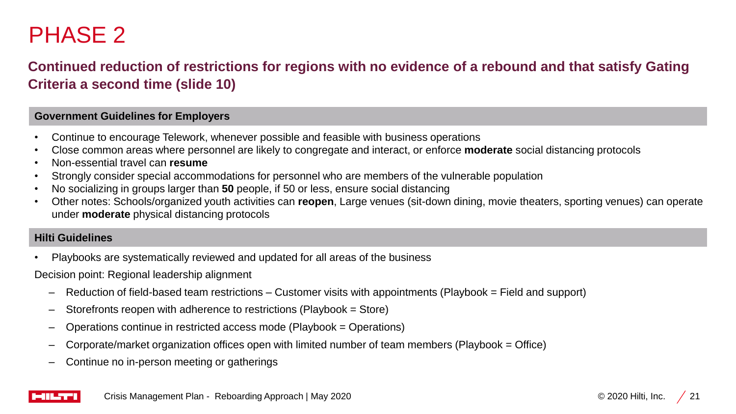# PHASE 2

## Continued reduction of restrictions for regions with no evidence of a rebound and that satisfy Gating Criteria a second time (slide 10)

### Government Guidelines for Employers

- Continue to encourage Telework, whenever possible and feasible with business operations
- Close common areas where personnel are likely to congregate and interact, or enforce **moderate** social distancing protocols
- Non-essential travel can **resume**
- Strongly consider special accommodations for personnel who are members of the vulnerable population
- No socializing in groups larger than **50** people, if 50 or less, ensure social distancing
- Other notes: Schools/organized youth activities can **reopen**, Large venues (sit-down dining, movie theaters, sporting venues) can operate under **moderate** physical distancing protocols

### Hilti Guidelines

- Playbooks are systematically reviewed and updated for all areas of the business

Decision point: Regional leadership alignment

- Reduction of field-based team restrictions – Customer visits with appointments (Playbook = Field and support)
- Storefronts reopen with adherence to restrictions (Playbook = Store)
- Operations continue in restricted access mode (Playbook = Operations)
- Corporate/market organization offices open with limited number of team members (Playbook = Office)
- Continue no in-person meeting or gatherings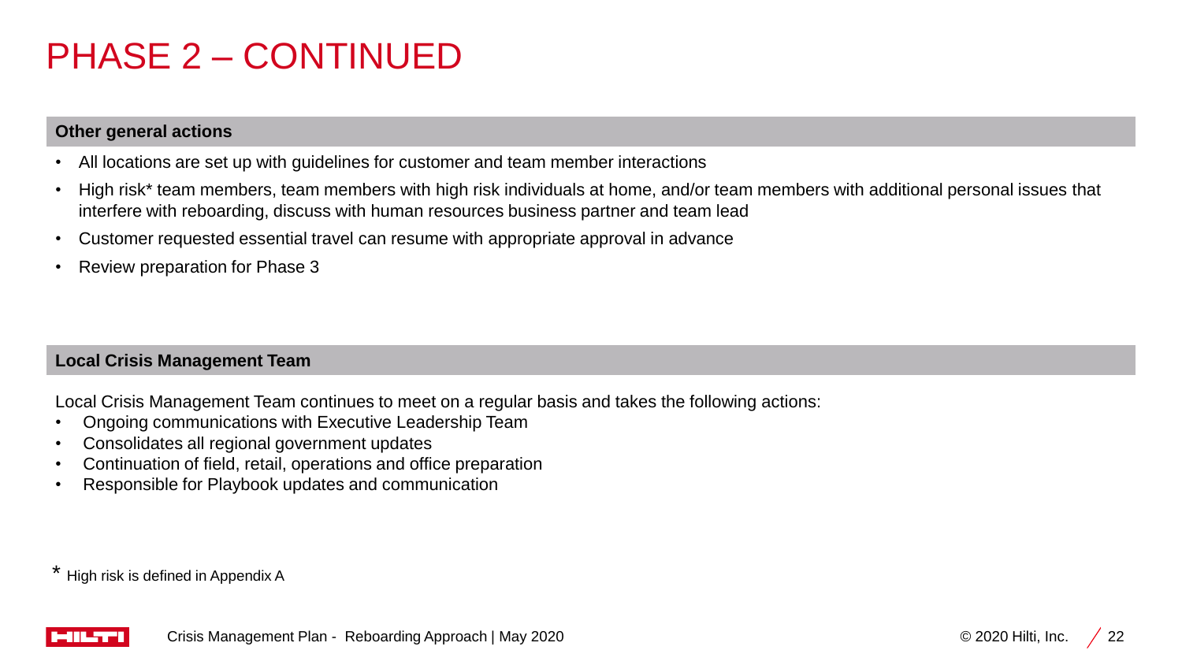# PHASE 2 – CONTINUED

## Other general actions

- All locations are set up with guidelines for customer and team member interactions
- High risk* team members, team members with high risk individuals at home, and/or team members with additional personal issues that interfere with reboarding, discuss with human resources business partner and team lead
- Customer requested essential travel can resume with appropriate approval in advance
- Review preparation for Phase 3

## Local Crisis Management Team

Local Crisis Management Team continues to meet on a regular basis and takes the following actions:

- Ongoing communications with Executive Leadership Team
- Consolidates all regional government updates
- Continuation of field, retail, operations and office preparation
- Responsible for Playbook updates and communication

* High risk is defined in Appendix A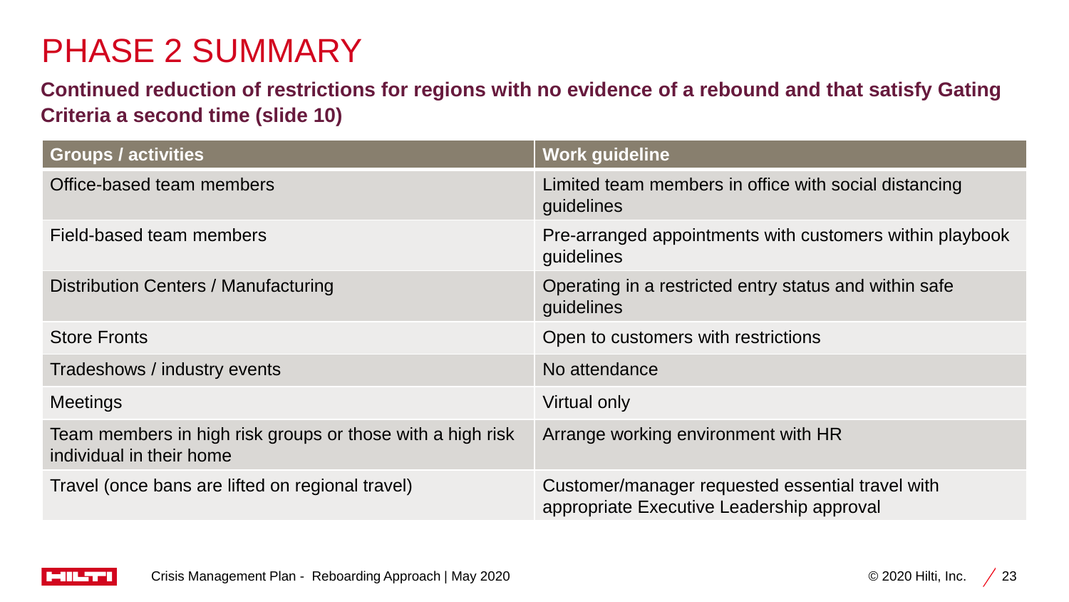# PHASE 2 SUMMARY

**Continued reduction of restrictions for regions with no evidence of a rebound and that satisfy Gating Criteria a second time (slide 10)**

| Groups / activities | Work guideline |
| --- | --- |
| Office-based team members | Limited team members in office with social distancing guidelines |
| Field-based team members | Pre-arranged appointments with customers within playbook guidelines |
| Distribution Centers / Manufacturing | Operating in a restricted entry status and within safe guidelines |
| Store Fronts | Open to customers with restrictions |
| Tradeshows / industry events | No attendance |
| Meetings | Virtual only |
| Team members in high risk groups or those with a high risk individual in their home | Arrange working environment with HR |
| Travel (once bans are lifted on regional travel) | Customer/manager requested essential travel with appropriate Executive Leadership approval |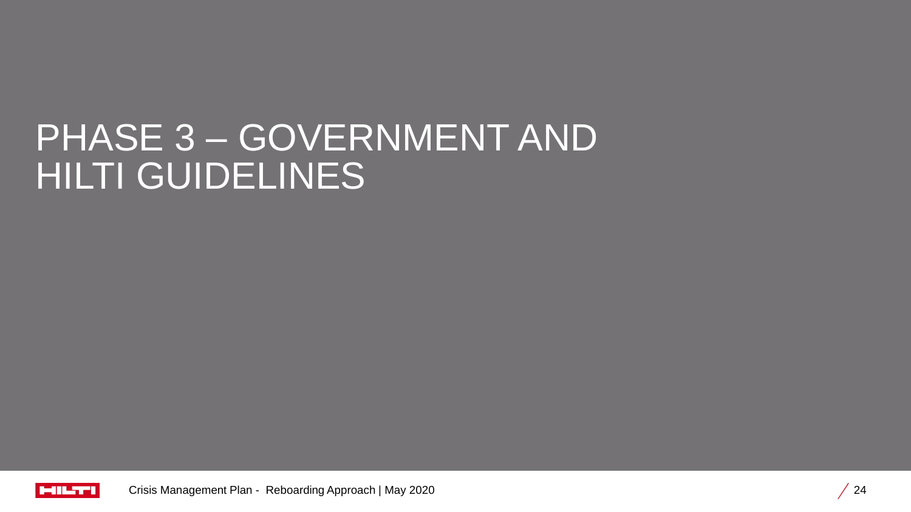# PHASE 3 – GOVERNMENT AND HILTI GUIDELINES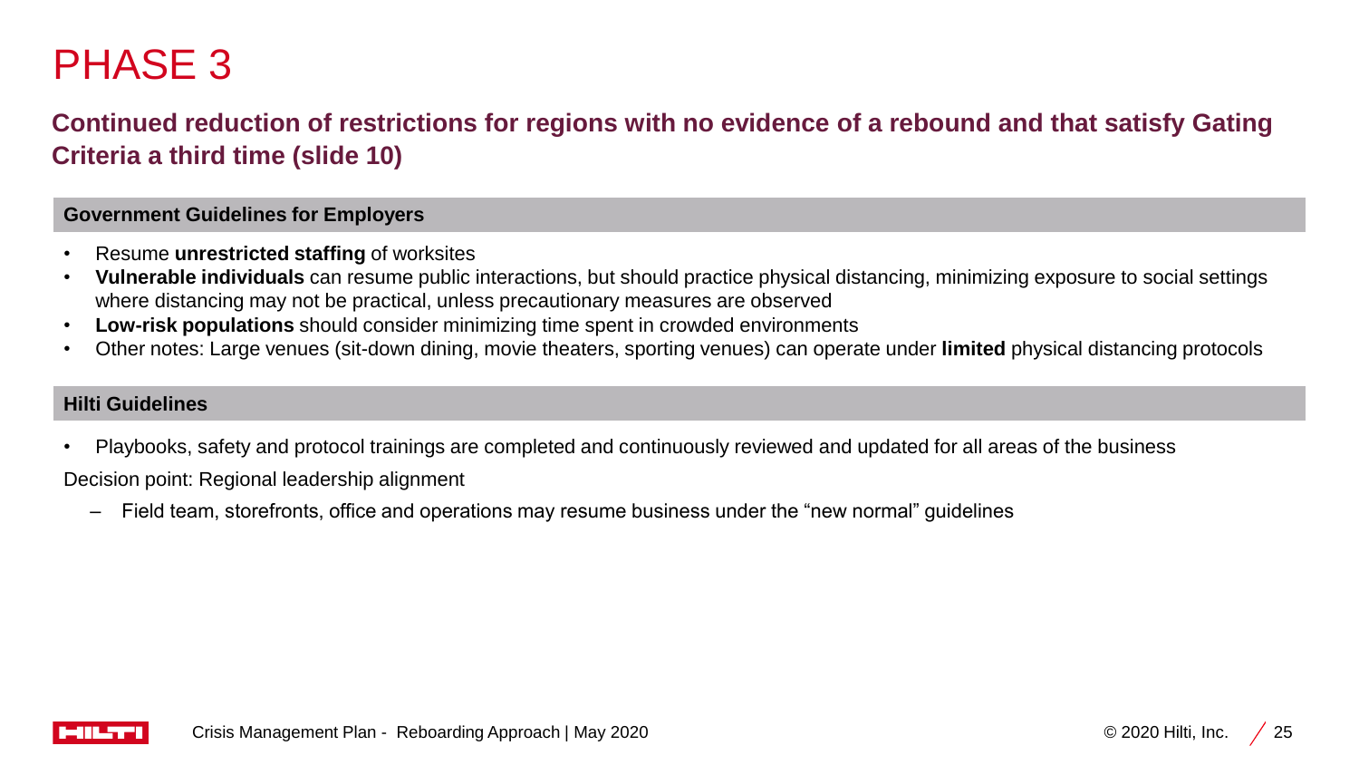# PHASE 3

## Continued reduction of restrictions for regions with no evidence of a rebound and that satisfy Gating Criteria a third time (slide 10)

### Government Guidelines for Employers

- Resume **unrestricted staffing** of worksites
- **Vulnerable individuals** can resume public interactions, but should practice physical distancing, minimizing exposure to social settings where distancing may not be practical, unless precautionary measures are observed
- **Low-risk populations** should consider minimizing time spent in crowded environments
- Other notes: Large venues (sit-down dining, movie theaters, sporting venues) can operate under **limited** physical distancing protocols

### Hilti Guidelines

- Playbooks, safety and protocol trainings are completed and continuously reviewed and updated for all areas of the business

Decision point: Regional leadership alignment

- Field team, storefronts, office and operations may resume business under the "new normal" guidelines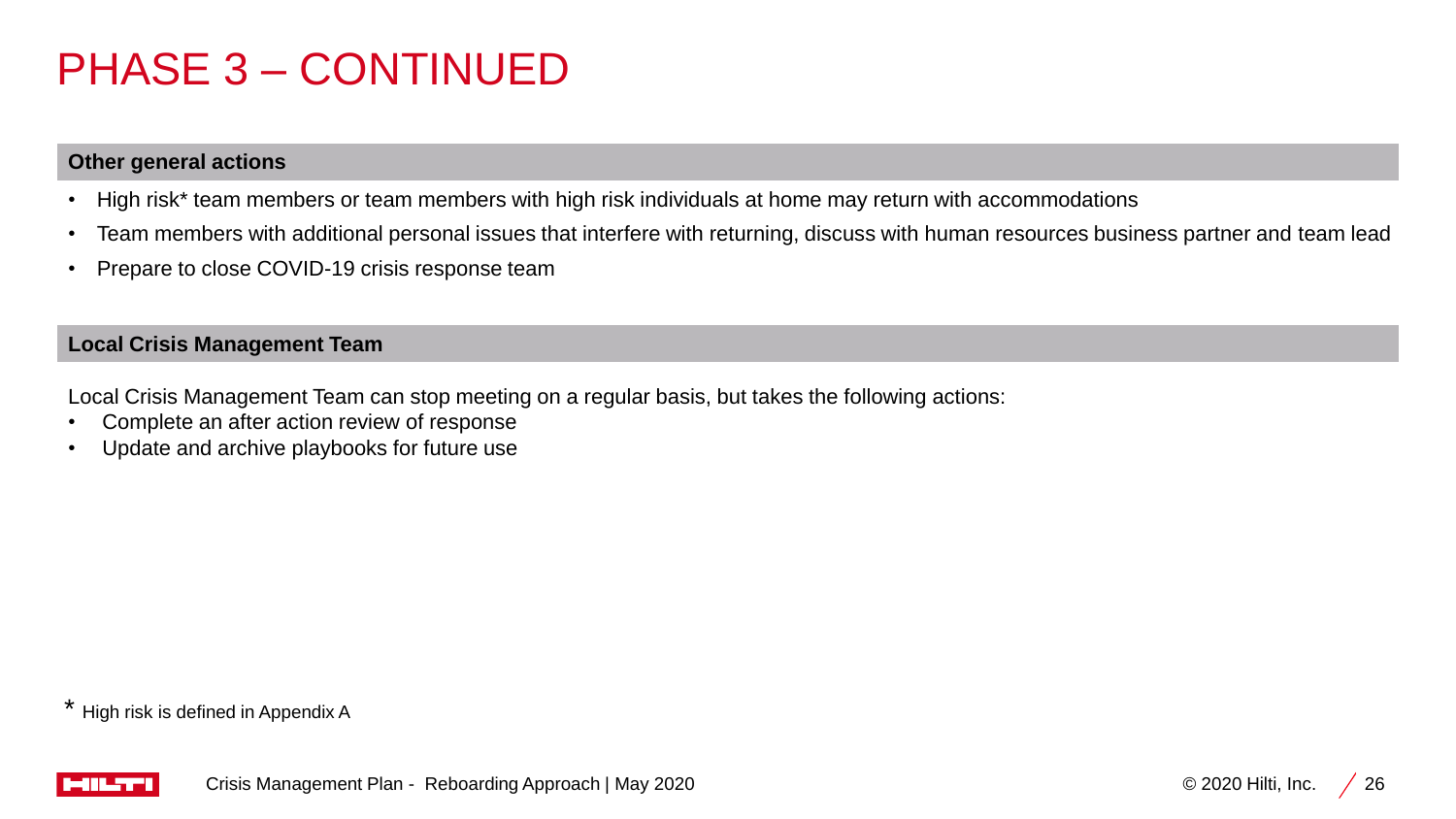# PHASE 3 – CONTINUED

## Other general actions

- High risk* team members or team members with high risk individuals at home may return with accommodations
- Team members with additional personal issues that interfere with returning, discuss with human resources business partner and team lead
- Prepare to close COVID-19 crisis response team

## Local Crisis Management Team

Local Crisis Management Team can stop meeting on a regular basis, but takes the following actions:

- Complete an after action review of response
- Update and archive playbooks for future use

\* High risk is defined in Appendix A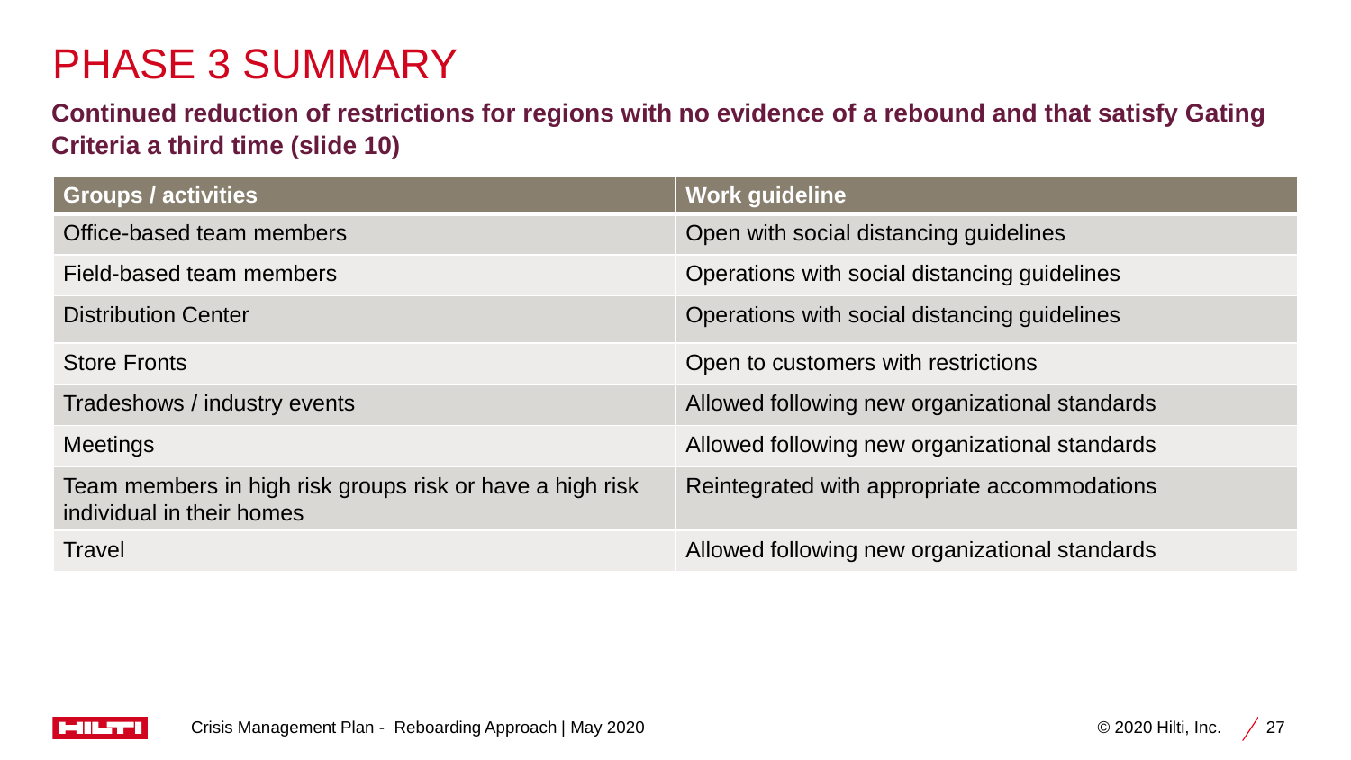# PHASE 3 SUMMARY

**Continued reduction of restrictions for regions with no evidence of a rebound and that satisfy Gating Criteria a third time (slide 10)**

| Groups / activities | Work guideline |
|---|---|
| Office-based team members | Open with social distancing guidelines |
| Field-based team members | Operations with social distancing guidelines |
| Distribution Center | Operations with social distancing guidelines |
| Store Fronts | Open to customers with restrictions |
| Tradeshows / industry events | Allowed following new organizational standards |
| Meetings | Allowed following new organizational standards |
| Team members in high risk groups risk or have a high risk individual in their homes | Reintegrated with appropriate accommodations |
| Travel | Allowed following new organizational standards |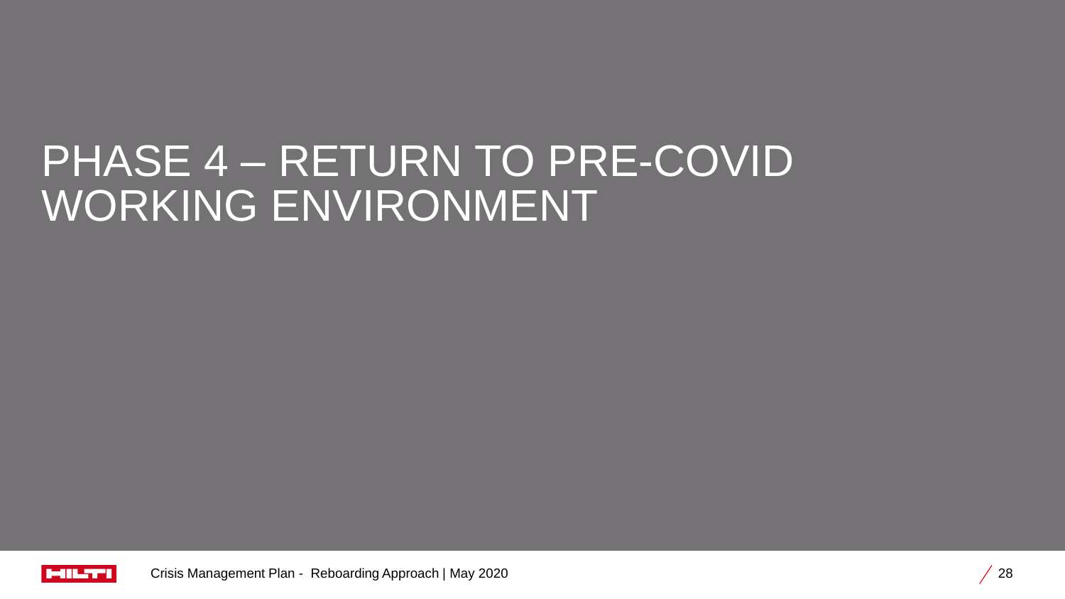# PHASE 4 – RETURN TO PRE-COVID WORKING ENVIRONMENT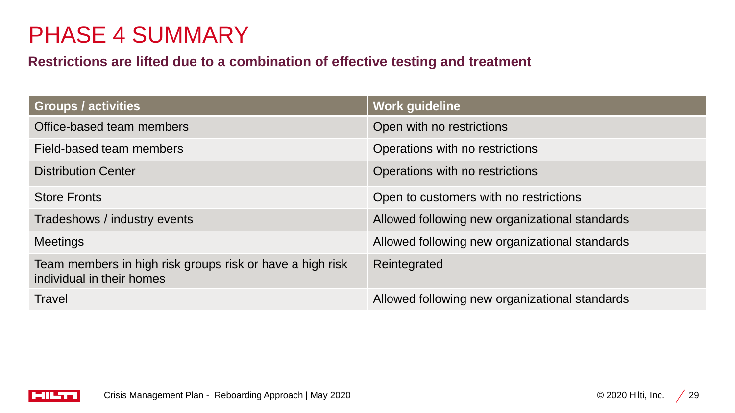# PHASE 4 SUMMARY

**Restrictions are lifted due to a combination of effective testing and treatment**

| Groups / activities | Work guideline |
| --- | --- |
| Office-based team members | Open with no restrictions |
| Field-based team members | Operations with no restrictions |
| Distribution Center | Operations with no restrictions |
| Store Fronts | Open to customers with no restrictions |
| Tradeshows / industry events | Allowed following new organizational standards |
| Meetings | Allowed following new organizational standards |
| Team members in high risk groups risk or have a high risk individual in their homes | Reintegrated |
| Travel | Allowed following new organizational standards |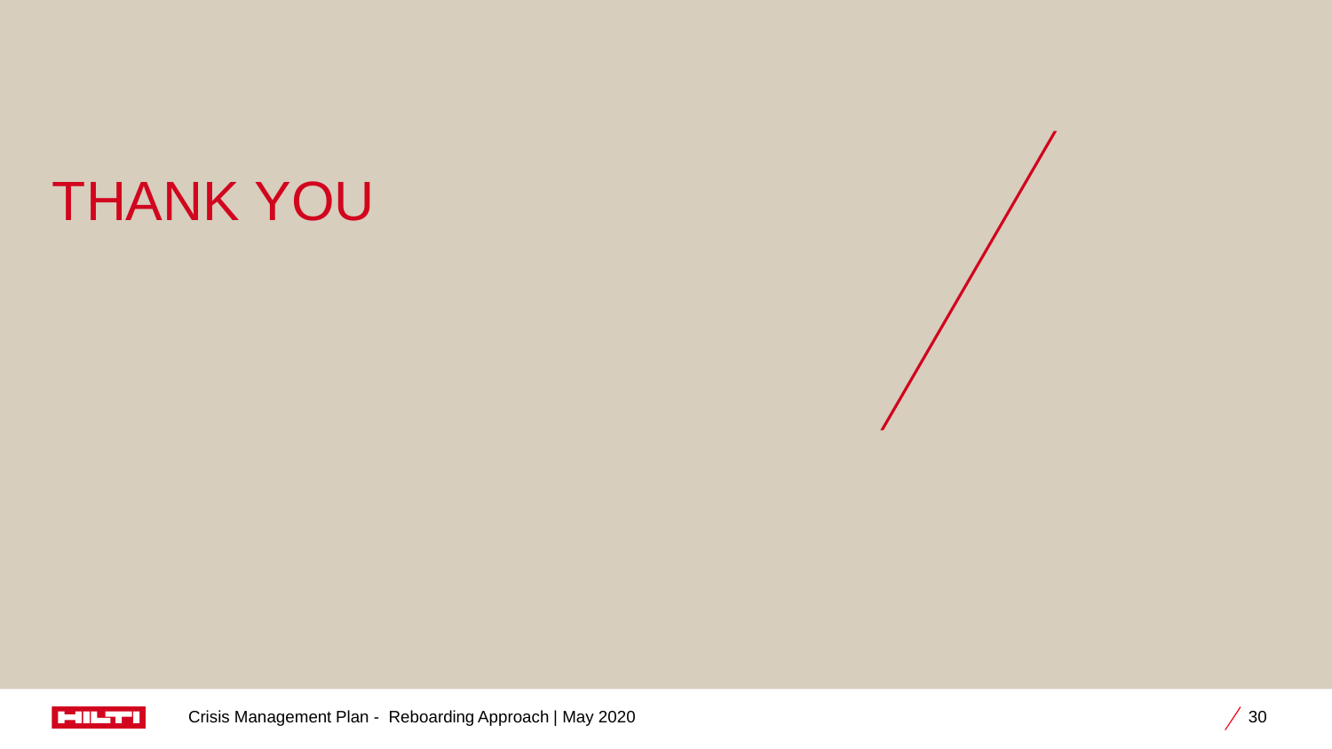# THANK YOU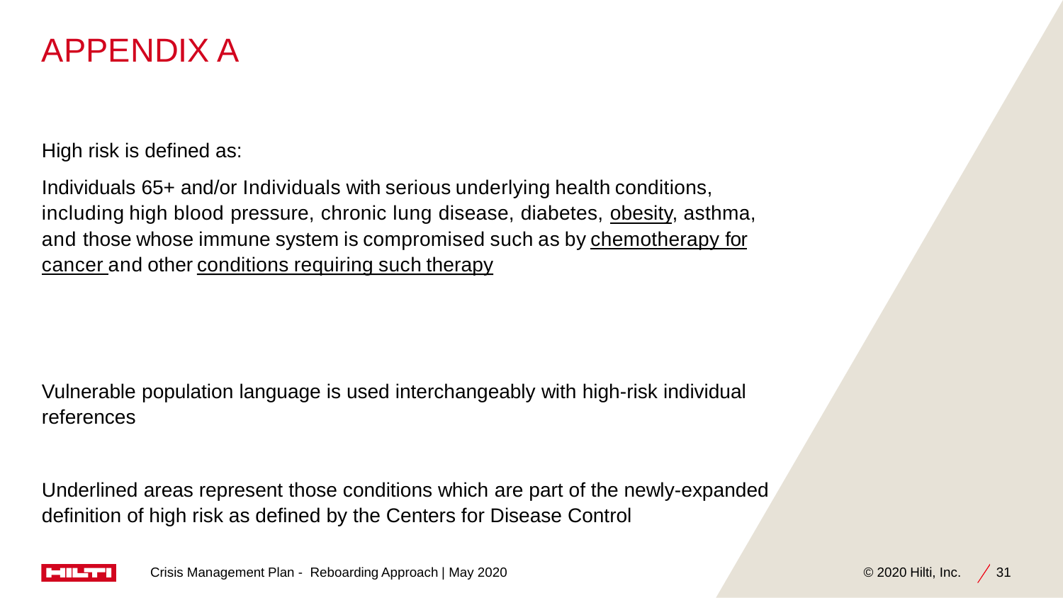# APPENDIX A

High risk is defined as:

Individuals 65+ and/or Individuals with serious underlying health conditions, including high blood pressure, chronic lung disease, diabetes, <u>obesity</u>, asthma, and those whose immune system is compromised such as by <u>chemotherapy for cancer</u> and other <u>conditions requiring such therapy</u>

Vulnerable population language is used interchangeably with high-risk individual references

Underlined areas represent those conditions which are part of the newly-expanded definition of high risk as defined by the Centers for Disease Control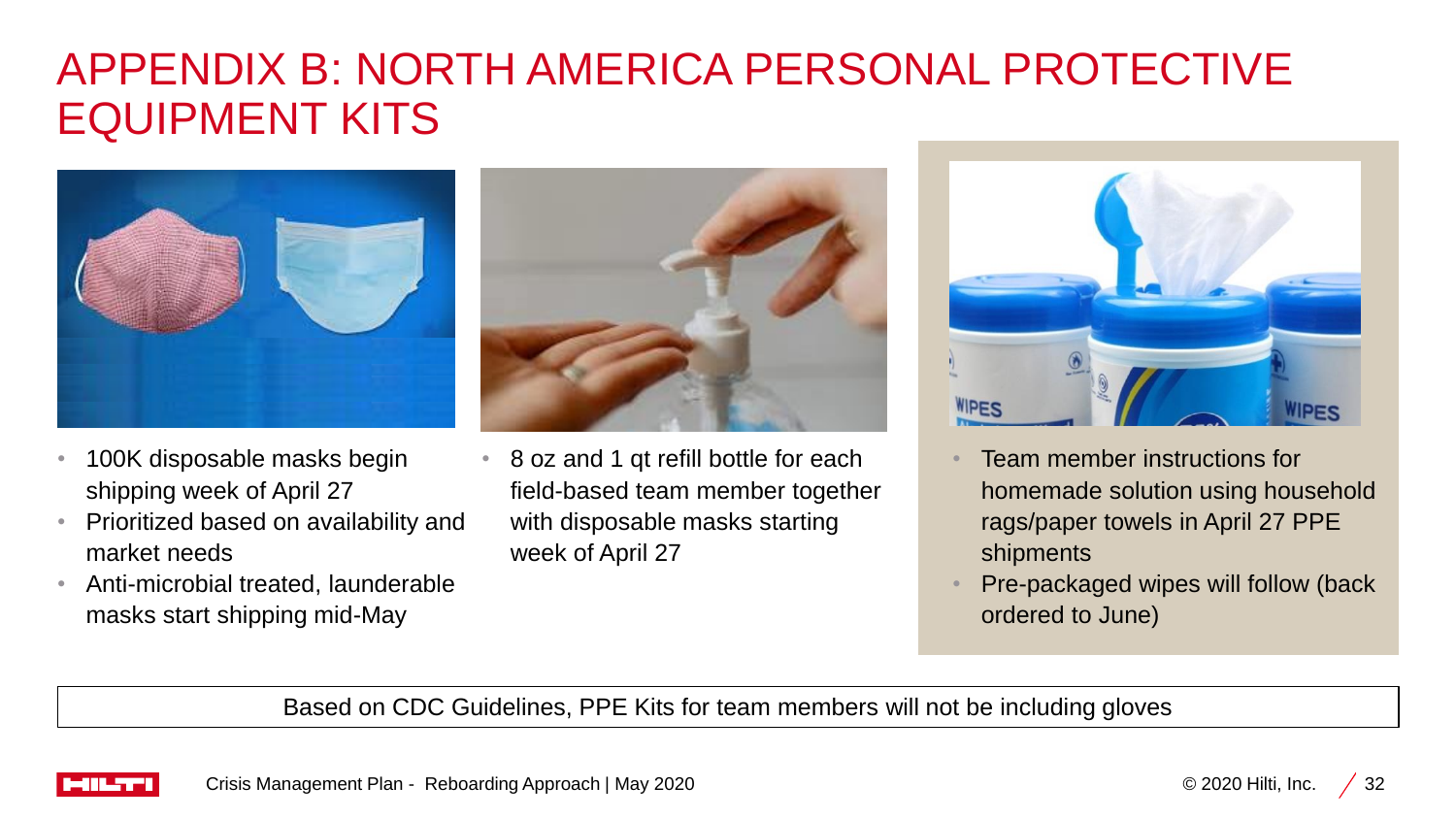# APPENDIX B: NORTH AMERICA PERSONAL PROTECTIVE EQUIPMENT KITS

- 100K disposable masks begin shipping week of April 27
- Prioritized based on availability and market needs
- Anti-microbial treated, launderable masks start shipping mid-May

- 8 oz and 1 qt refill bottle for each field-based team member together with disposable masks starting week of April 27

- Team member instructions for homemade solution using household rags/paper towels in April 27 PPE shipments
- Pre-packaged wipes will follow (back ordered to June)

Based on CDC Guidelines, PPE Kits for team members will not be including gloves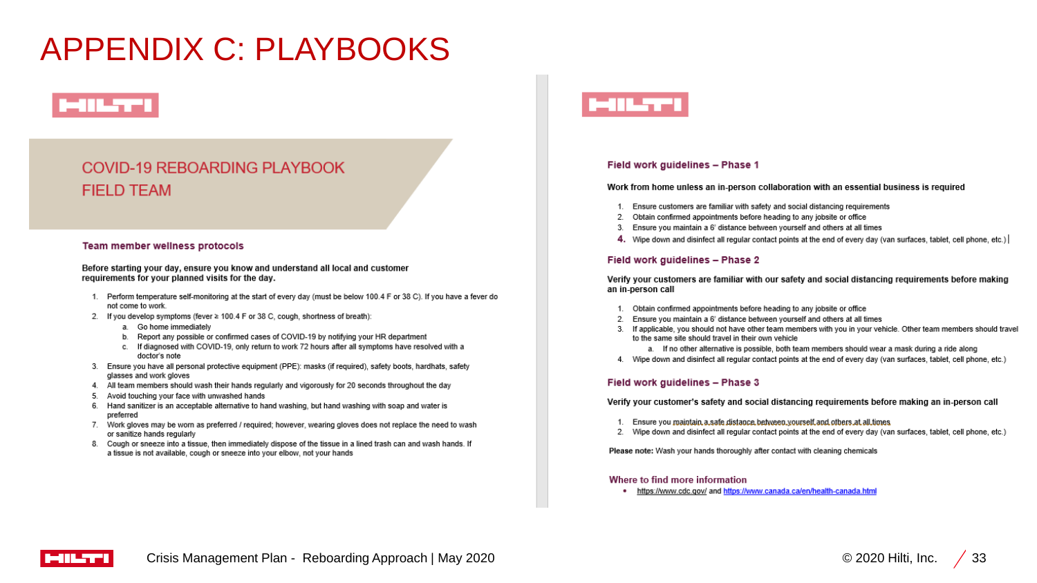# APPENDIX C: PLAYBOOKS

## COVID-19 REBOARDING PLAYBOOK FIELD TEAM

### Team member wellness protocols

**Before starting your day, ensure you know and understand all local and customer requirements for your planned visits for the day.**

1. Perform temperature self-monitoring at the start of every day (must be below 100.4 F or 38 C). If you have a fever do not come to work.
2. If you develop symptoms (fever ≥ 100.4 F or 38 C, cough, shortness of breath):
   a. Go home immediately
   b. Report any possible or confirmed cases of COVID-19 by notifying your HR department
   c. If diagnosed with COVID-19, only return to work 72 hours after all symptoms have resolved with a doctor's note
3. Ensure you have all personal protective equipment (PPE): masks (if required), safety boots, hardhats, safety glasses and work gloves
4. All team members should wash their hands regularly and vigorously for 20 seconds throughout the day
5. Avoid touching your face with unwashed hands
6. Hand sanitizer is an acceptable alternative to hand washing, but hand washing with soap and water is preferred
7. Work gloves may be worn as preferred / required; however, wearing gloves does not replace the need to wash or sanitize hands regularly
8. Cough or sneeze into a tissue, then immediately dispose of the tissue in a lined trash can and wash hands. If a tissue is not available, cough or sneeze into your elbow, not your hands

### Field work guidelines – Phase 1

**Work from home unless an in-person collaboration with an essential business is required**

1. Ensure customers are familiar with safety and social distancing requirements
2. Obtain confirmed appointments before heading to any jobsite or office
3. Ensure you maintain a 6' distance between yourself and others at all times
4. Wipe down and disinfect all regular contact points at the end of every day (van surfaces, tablet, cell phone, etc.)

### Field work guidelines – Phase 2

**Verify your customers are familiar with our safety and social distancing requirements before making an in-person call**

1. Obtain confirmed appointments before heading to any jobsite or office
2. Ensure you maintain a 6' distance between yourself and others at all times
3. If applicable, you should not have other team members with you in your vehicle. Other team members should travel to the same site should travel in their own vehicle
   a. If no other alternative is possible, both team members should wear a mask during a ride along
4. Wipe down and disinfect all regular contact points at the end of every day (van surfaces, tablet, cell phone, etc.)

### Field work guidelines – Phase 3

**Verify your customer's safety and social distancing requirements before making an in-person call**

1. Ensure you maintain a safe distance between yourself and others at all times
2. Wipe down and disinfect all regular contact points at the end of every day (van surfaces, tablet, cell phone, etc.)

**Please note:** Wash your hands thoroughly after contact with cleaning chemicals

### Where to find more information

- https://www.cdc.gov/ and https://www.canada.ca/en/health-canada.html

Crisis Management Plan - Reboarding Approach | May 2020

© 2020 Hilti, Inc.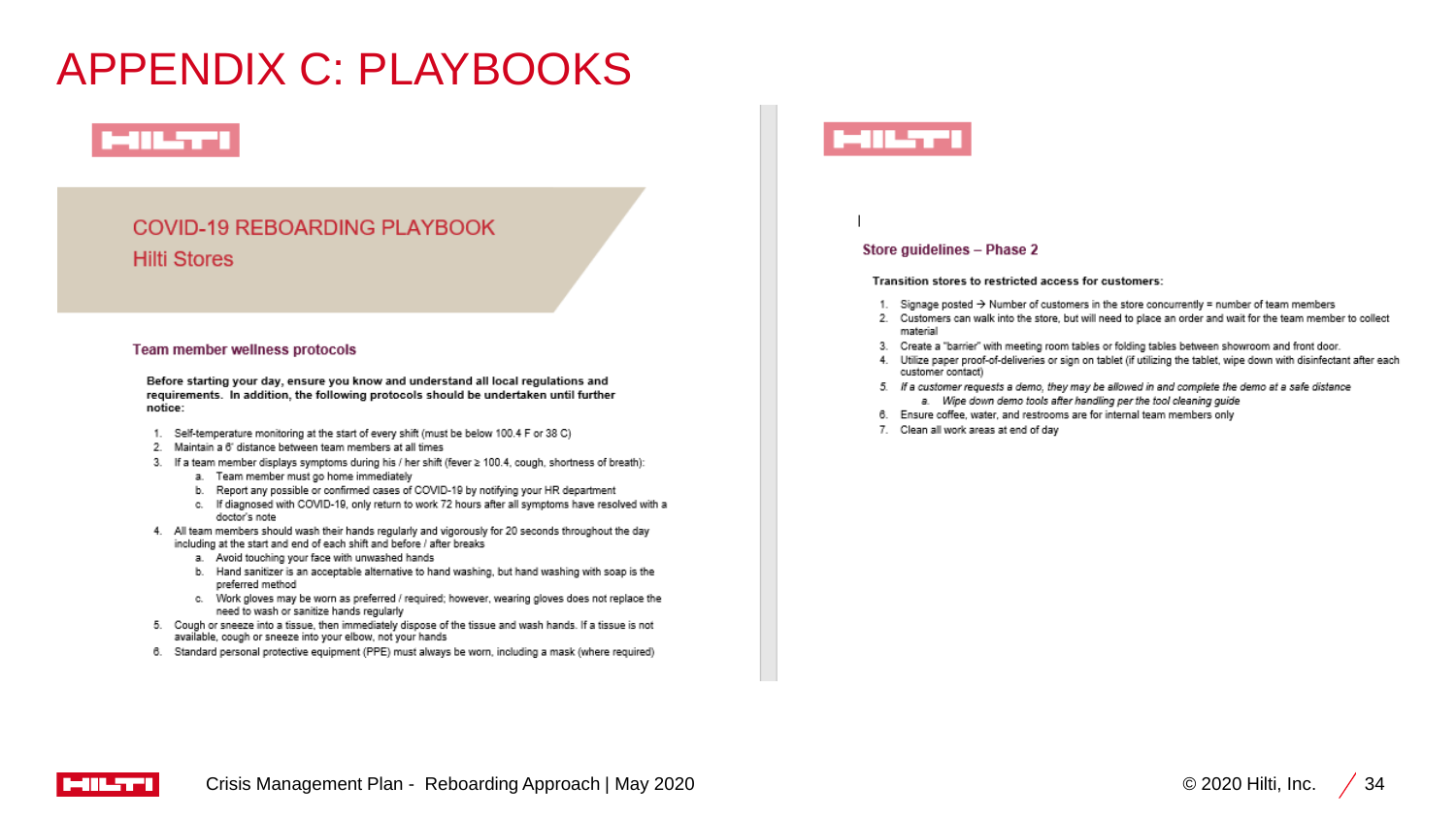# APPENDIX C: PLAYBOOKS

HILTI

## COVID-19 REBOARDING PLAYBOOK
### Hilti Stores

#### Team member wellness protocols

**Before starting your day, ensure you know and understand all local regulations and requirements. In addition, the following protocols should be undertaken until further notice:**

1. Self-temperature monitoring at the start of every shift (must be below 100.4 F or 38 C)
2. Maintain a 6' distance between team members at all times
3. If a team member displays symptoms during his / her shift (fever ≥ 100.4, cough, shortness of breath):
   a. Team member must go home immediately
   b. Report any possible or confirmed cases of COVID-19 by notifying your HR department
   c. If diagnosed with COVID-19, only return to work 72 hours after all symptoms have resolved with a doctor's note
4. All team members should wash their hands regularly and vigorously for 20 seconds throughout the day including at the start and end of each shift and before / after breaks
   a. Avoid touching your face with unwashed hands
   b. Hand sanitizer is an acceptable alternative to hand washing, but hand washing with soap is the preferred method
   c. Work gloves may be worn as preferred / required; however, wearing gloves does not replace the need to wash or sanitize hands regularly
5. Cough or sneeze into a tissue, then immediately dispose of the tissue and wash hands. If a tissue is not available, cough or sneeze into your elbow, not your hands
6. Standard personal protective equipment (PPE) must always be worn, including a mask (where required)

HILTI

#### Store guidelines – Phase 2

**Transition stores to restricted access for customers:**

1. Signage posted → Number of customers in the store concurrently = number of team members
2. Customers can walk into the store, but will need to place an order and wait for the team member to collect material
3. Create a "barrier" with meeting room tables or folding tables between showroom and front door.
4. Utilize paper proof-of-deliveries or sign on tablet (if utilizing the tablet, wipe down with disinfectant after each customer contact)
5. *If a customer requests a demo, they may be allowed in and complete the demo at a safe distance*
   a. *Wipe down demo tools after handling per the tool cleaning guide*
6. Ensure coffee, water, and restrooms are for internal team members only
7. Clean all work areas at end of day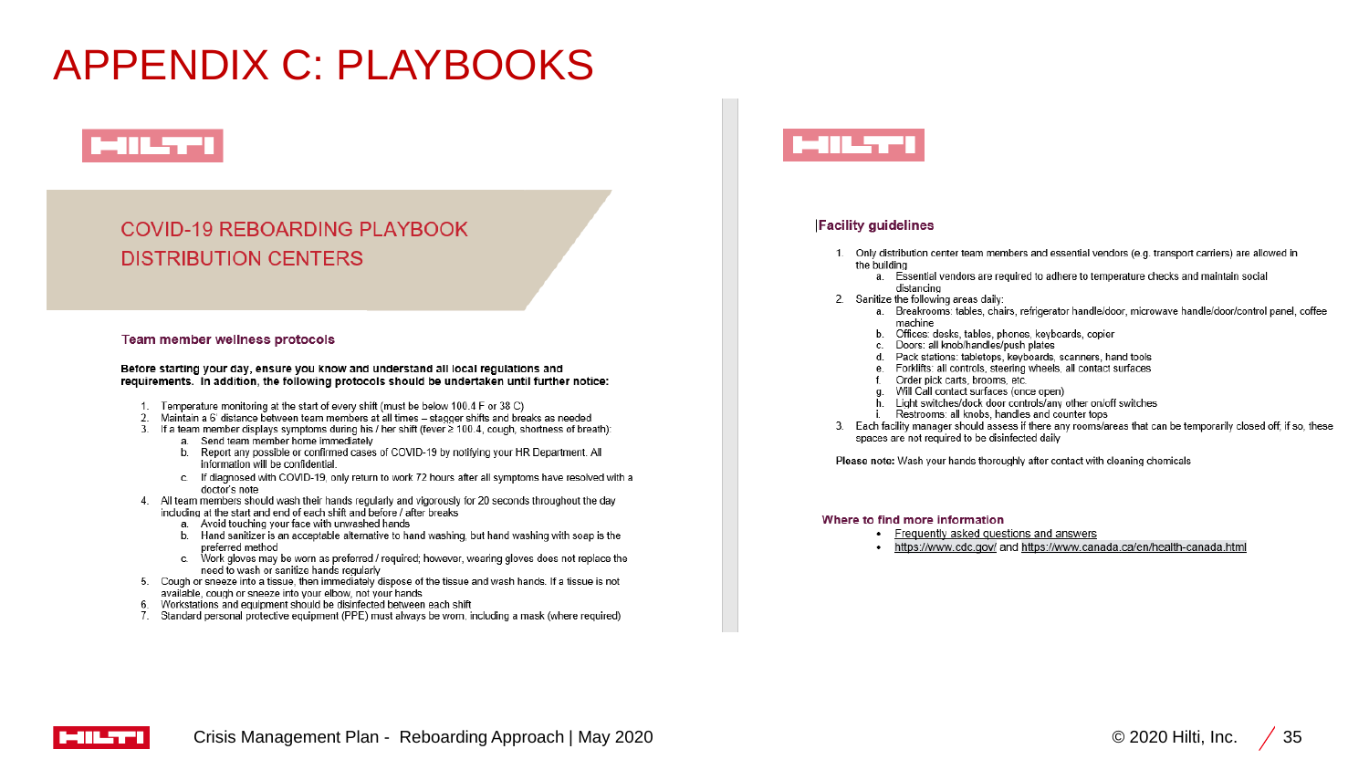# APPENDIX C: PLAYBOOKS

## COVID-19 REBOARDING PLAYBOOK DISTRIBUTION CENTERS

### Team member wellness protocols

**Before starting your day, ensure you know and understand all local regulations and requirements. In addition, the following protocols should be undertaken until further notice:**

1. Temperature monitoring at the start of every shift (must be below 100.4 F or 38 C)
2. Maintain a 6' distance between team members at all times – stagger shifts and breaks as needed
3. If a team member displays symptoms during his / her shift (fever ≥ 100.4, cough, shortness of breath):
   a. Send team member home immediately
   b. Report any possible or confirmed cases of COVID-19 by notifying your HR Department. All information will be confidential.
   c. If diagnosed with COVID-19, only return to work 72 hours after all symptoms have resolved with a doctor's note
4. All team members should wash their hands regularly and vigorously for 20 seconds throughout the day including at the start and end of each shift and before / after breaks
   a. Avoid touching your face with unwashed hands
   b. Hand sanitizer is an acceptable alternative to hand washing, but hand washing with soap is the preferred method
   c. Work gloves may be worn as preferred / required; however, wearing gloves does not replace the need to wash or sanitize hands regularly
5. Cough or sneeze into a tissue, then immediately dispose of the tissue and wash hands. If a tissue is not available, cough or sneeze into your elbow, not your hands
6. Workstations and equipment should be disinfected between each shift
7. Standard personal protective equipment (PPE) must always be worn, including a mask (where required)

### Facility guidelines

1. Only distribution center team members and essential vendors (e.g. transport carriers) are allowed in the building
   a. Essential vendors are required to adhere to temperature checks and maintain social distancing
2. Sanitize the following areas daily:
   a. Breakrooms: tables, chairs, refrigerator handle/door, microwave handle/door/control panel, coffee machine
   b. Offices: desks, tables, phones, keyboards, copier
   c. Doors: all knob/handles/push plates
   d. Pack stations: tabletops, keyboards, scanners, hand tools
   e. Forklifts: all controls, steering wheels, all contact surfaces
   f. Order pick carts, brooms, etc.
   g. Will Call contact surfaces (once open)
   h. Light switches/dock door controls/any other on/off switches
   i. Restrooms: all knobs, handles and counter tops
3. Each facility manager should assess if there any rooms/areas that can be temporarily closed off; if so, these spaces are not required to be disinfected daily

**Please note:** Wash your hands thoroughly after contact with cleaning chemicals

### Where to find more information

- Frequently asked questions and answers
- https://www.cdc.gov/ and https://www.canada.ca/en/health-canada.html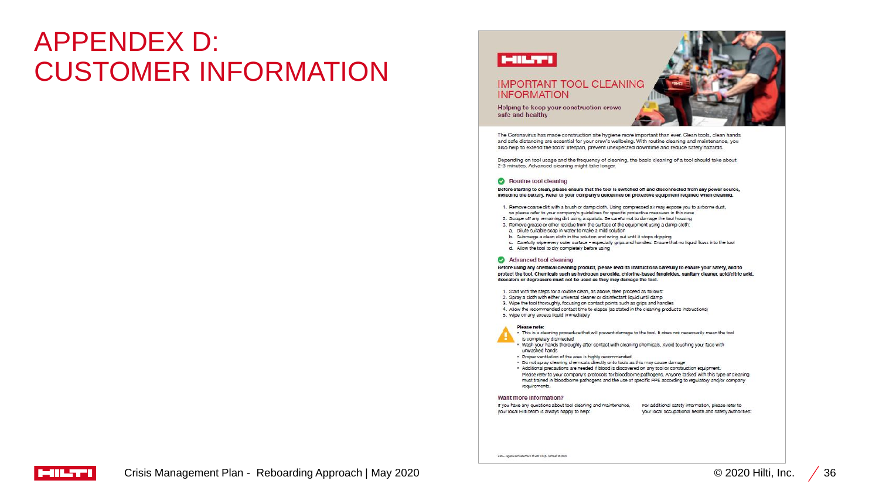# APPENDEX D: CUSTOMER INFORMATION

HILTI

## IMPORTANT TOOL CLEANING INFORMATION

**Helping to keep your construction crews safe and healthy**

The Coronavirus has made construction site hygiene more important than ever. Clean tools, clean hands and safe distancing are essential for your crew's wellbeing. With routine cleaning and maintenance, you also help to extend the tools' lifespan, prevent unexpected downtime and reduce safety hazards.

Depending on tool usage and the frequency of cleaning, the basic cleaning of a tool should take about 2-3 minutes. Advanced cleaning might take longer.

### Routine tool cleaning

**Before starting to clean, please ensure that the tool is switched off and disconnected from any power source, including the battery. Refer to your company's guidelines on protective equipment required when cleaning.**

1. Remove coarse dirt with a brush or damp cloth. Using compressed air may expose you to airborne dust, so please refer to your company's guidelines for specific protective measures in this case
2. Scrape off any remaining dirt using a spatula. Be careful not to damage the tool housing
3. Remove grease or other residue from the surface of the equipment using a damp cloth:
   a. Dilute suitable soap in water to make a mild solution
   b. Submerge a clean cloth in the solution and wring out until it stops dripping
   c. Carefully wipe every outer surface – especially grips and handles. Ensure that no liquid flows into the tool
   d. Allow the tool to dry completely before using

### Advanced tool cleaning

**Before using any chemical cleaning product, please read its instructions carefully to ensure your safety, and to protect the tool. Chemicals such as hydrogen peroxide, chlorine-based fungicides, sanitary cleaner, acid/citric acid, descalers or degreasers must not be used as they may damage the tool.**

1. Start with the steps for a routine clean, as above, then proceed as follows:
2. Spray a cloth with either universal cleaner or disinfectant liquid until damp
3. Wipe the tool thoroughly, focusing on contact points such as grips and handles
4. Allow the recommended contact time to elapse (as stated in the cleaning product's instructions)
5. Wipe off any excess liquid immediately

**Please note:**

- This is a cleaning procedure that will prevent damage to the tool. It does not necessarily mean the tool is completely disinfected
- Wash your hands thoroughly after contact with cleaning chemicals. Avoid touching your face with unwashed hands
- Proper ventilation of the area is highly recommended
- Do not spray cleaning chemicals directly onto tools as this may cause damage
- Additional precautions are needed if blood is discovered on any tool or construction equipment. Please refer to your company's protocols for bloodborne pathogens. Anyone tasked with this type of cleaning must trained in bloodborne pathogens and the use of specific PPE according to regulatory and/or company requirements.

### Want more information?

If you have any questions about tool cleaning and maintenance, your local Hilti team is always happy to help:

For additional safety information, please refer to your local occupational health and safety authorities:

Hilti = registered trademark of Hilti Corp., Schaan © 2020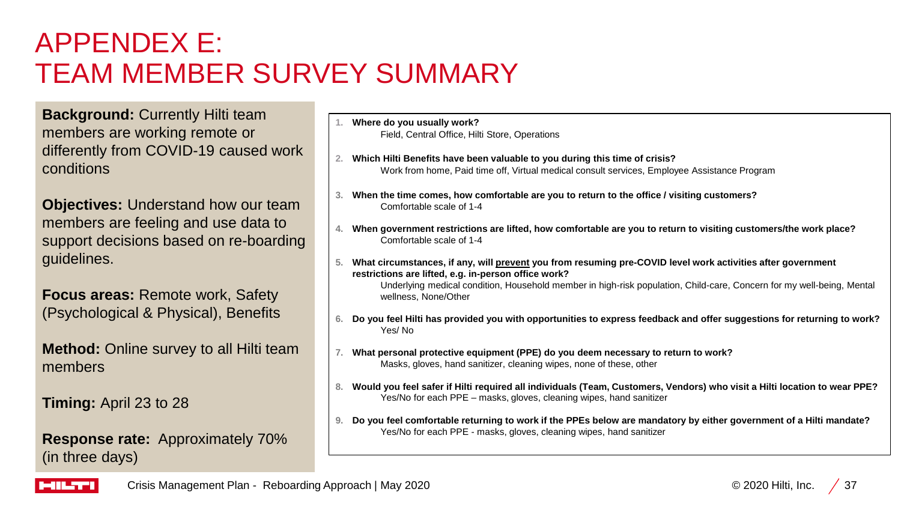# APPENDEX E: TEAM MEMBER SURVEY SUMMARY

**Background:** Currently Hilti team members are working remote or differently from COVID-19 caused work conditions

**Objectives:** Understand how our team members are feeling and use data to support decisions based on re-boarding guidelines.

**Focus areas:** Remote work, Safety (Psychological & Physical), Benefits

**Method:** Online survey to all Hilti team members

**Timing:** April 23 to 28

**Response rate:** Approximately 70% (in three days)

1. **Where do you usually work?**
   Field, Central Office, Hilti Store, Operations
2. **Which Hilti Benefits have been valuable to you during this time of crisis?**
   Work from home, Paid time off, Virtual medical consult services, Employee Assistance Program
3. **When the time comes, how comfortable are you to return to the office / visiting customers?**
   Comfortable scale of 1-4
4. **When government restrictions are lifted, how comfortable are you to return to visiting customers/the work place?**
   Comfortable scale of 1-4
5. **What circumstances, if any, will <u>prevent</u> you from resuming pre-COVID level work activities after government restrictions are lifted, e.g. in-person office work?**
   Underlying medical condition, Household member in high-risk population, Child-care, Concern for my well-being, Mental wellness, None/Other
6. **Do you feel Hilti has provided you with opportunities to express feedback and offer suggestions for returning to work?**
   Yes/ No
7. **What personal protective equipment (PPE) do you deem necessary to return to work?**
   Masks, gloves, hand sanitizer, cleaning wipes, none of these, other
8. **Would you feel safer if Hilti required all individuals (Team, Customers, Vendors) who visit a Hilti location to wear PPE?**
   Yes/No for each PPE – masks, gloves, cleaning wipes, hand sanitizer
9. **Do you feel comfortable returning to work if the PPEs below are mandatory by either government of a Hilti mandate?**
   Yes/No for each PPE - masks, gloves, cleaning wipes, hand sanitizer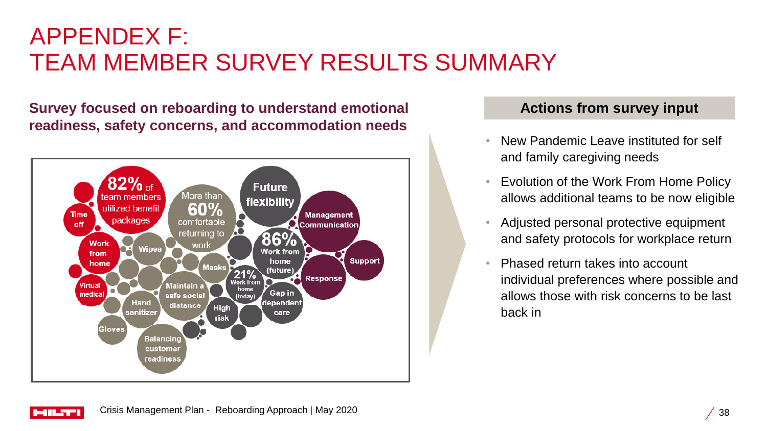# APPENDEX F:
# TEAM MEMBER SURVEY RESULTS SUMMARY

**Survey focused on reboarding to understand emotional readiness, safety concerns, and accommodation needs**

82% of team members utilized benefit packages

Time off

Work from home

Virtual medical

Wipes

Hand sanitizer

Gloves

More than 60% comfortable returning to work

Masks

Maintain a safe social distance

Balancing customer readiness

Future flexibility

86% Work from home (future)

21% Work from home (today)

High risk

Gap in dependent care

Management Communication

Support

Response

## Actions from survey input

- New Pandemic Leave instituted for self and family caregiving needs
- Evolution of the Work From Home Policy allows additional teams to be now eligible
- Adjusted personal protective equipment and safety protocols for workplace return
- Phased return takes into account individual preferences where possible and allows those with risk concerns to be last back in